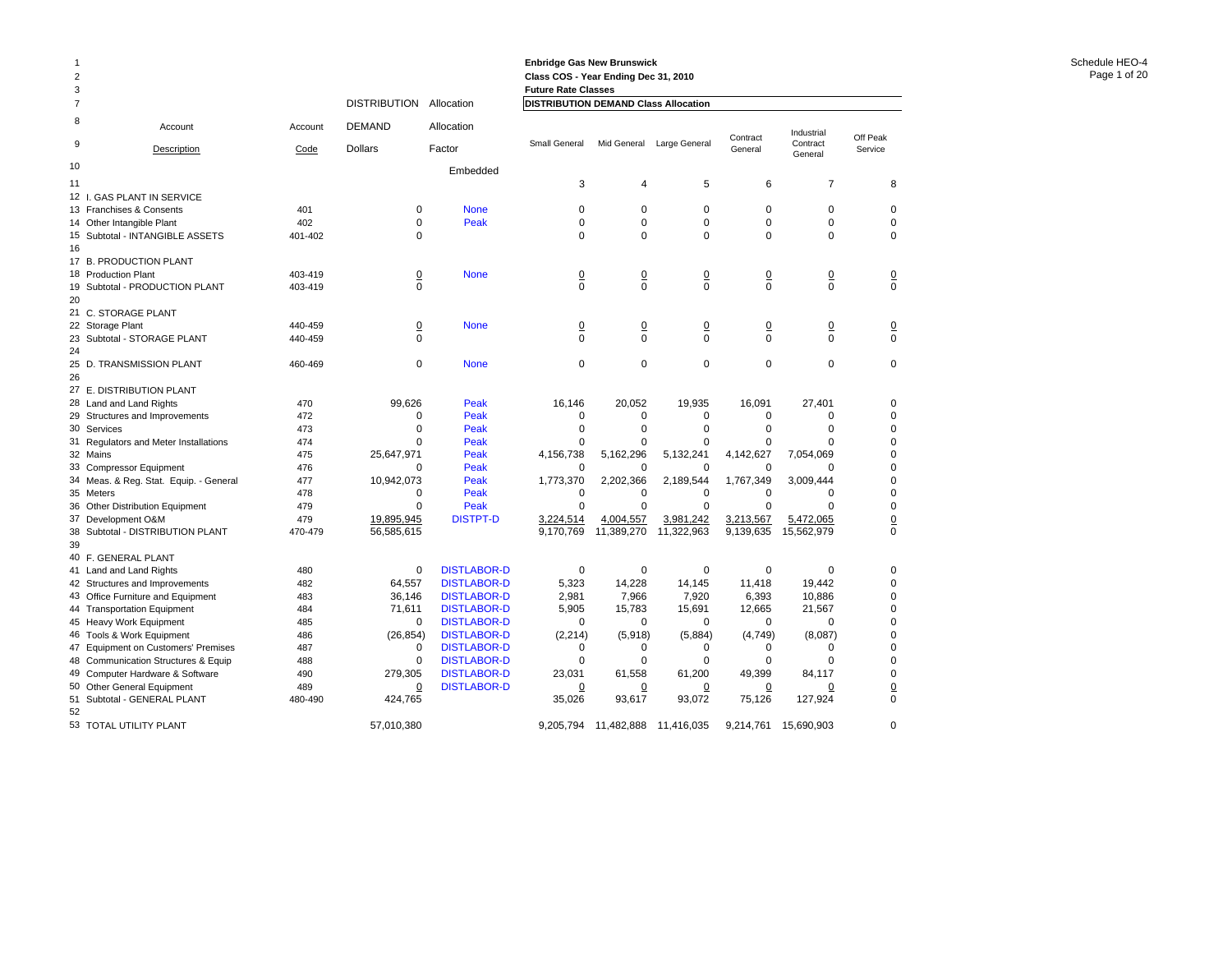Schedule HEO-4

**Enbridge Gas New Brunswick**
**Class COS - Year Ending Dec 31, 2010**
**Future Rate Classes**

| Line | Account Description | Account Code | DISTRIBUTION DEMAND Dollars | Allocation Factor | Small General | Mid General | Large General | Contract General | Industrial Contract General | Off Peak Service |
|---|---|---|---|---|---|---|---|---|---|---|
| 10 | | | | Embedded | | | | | | |
| 11 | | | | | 3 | 4 | 5 | 6 | 7 | 8 |
| 12 | I. GAS PLANT IN SERVICE | | | | | | | | | |
| 13 | Franchises & Consents | 401 | 0 | None | 0 | 0 | 0 | 0 | 0 | 0 |
| 14 | Other Intangible Plant | 402 | 0 | Peak | 0 | 0 | 0 | 0 | 0 | 0 |
| 15 | Subtotal - INTANGIBLE ASSETS | 401-402 | 0 | | 0 | 0 | 0 | 0 | 0 | 0 |
| 16 | | | | | | | | | | |
| 17 | B. PRODUCTION PLANT | | | | | | | | | |
| 18 | Production Plant | 403-419 | 0 | None | 0 | 0 | 0 | 0 | 0 | 0 |
| 19 | Subtotal - PRODUCTION PLANT | 403-419 | 0 | | 0 | 0 | 0 | 0 | 0 | 0 |
| 20 | | | | | | | | | | |
| 21 | C. STORAGE PLANT | | | | | | | | | |
| 22 | Storage Plant | 440-459 | 0 | None | 0 | 0 | 0 | 0 | 0 | 0 |
| 23 | Subtotal - STORAGE PLANT | 440-459 | 0 | | 0 | 0 | 0 | 0 | 0 | 0 |
| 24 | | | | | | | | | | |
| 25 | D. TRANSMISSION PLANT | 460-469 | 0 | None | 0 | 0 | 0 | 0 | 0 | 0 |
| 26 | | | | | | | | | | |
| 27 | E. DISTRIBUTION PLANT | | | | | | | | | |
| 28 | Land and Land Rights | 470 | 99,626 | Peak | 16,146 | 20,052 | 19,935 | 16,091 | 27,401 | 0 |
| 29 | Structures and Improvements | 472 | 0 | Peak | 0 | 0 | 0 | 0 | 0 | 0 |
| 30 | Services | 473 | 0 | Peak | 0 | 0 | 0 | 0 | 0 | 0 |
| 31 | Regulators and Meter Installations | 474 | 0 | Peak | 0 | 0 | 0 | 0 | 0 | 0 |
| 32 | Mains | 475 | 25,647,971 | Peak | 4,156,738 | 5,162,296 | 5,132,241 | 4,142,627 | 7,054,069 | 0 |
| 33 | Compressor Equipment | 476 | 0 | Peak | 0 | 0 | 0 | 0 | 0 | 0 |
| 34 | Meas. & Reg. Stat. Equip. - General | 477 | 10,942,073 | Peak | 1,773,370 | 2,202,366 | 2,189,544 | 1,767,349 | 3,009,444 | 0 |
| 35 | Meters | 478 | 0 | Peak | 0 | 0 | 0 | 0 | 0 | 0 |
| 36 | Other Distribution Equipment | 479 | 0 | Peak | 0 | 0 | 0 | 0 | 0 | 0 |
| 37 | Development O&M | 479 | 19,895,945 | DISTPT-D | 3,224,514 | 4,004,557 | 3,981,242 | 3,213,567 | 5,472,065 | 0 |
| 38 | Subtotal - DISTRIBUTION PLANT | 470-479 | 56,585,615 | | 9,170,769 | 11,389,270 | 11,322,963 | 9,139,635 | 15,562,979 | 0 |
| 39 | | | | | | | | | | |
| 40 | F. GENERAL PLANT | | | | | | | | | |
| 41 | Land and Land Rights | 480 | 0 | DISTLABOR-D | 0 | 0 | 0 | 0 | 0 | 0 |
| 42 | Structures and Improvements | 482 | 64,557 | DISTLABOR-D | 5,323 | 14,228 | 14,145 | 11,418 | 19,442 | 0 |
| 43 | Office Furniture and Equipment | 483 | 36,146 | DISTLABOR-D | 2,981 | 7,966 | 7,920 | 6,393 | 10,886 | 0 |
| 44 | Transportation Equipment | 484 | 71,611 | DISTLABOR-D | 5,905 | 15,783 | 15,691 | 12,665 | 21,567 | 0 |
| 45 | Heavy Work Equipment | 485 | 0 | DISTLABOR-D | 0 | 0 | 0 | 0 | 0 | 0 |
| 46 | Tools & Work Equipment | 486 | (26,854) | DISTLABOR-D | (2,214) | (5,918) | (5,884) | (4,749) | (8,087) | 0 |
| 47 | Equipment on Customers' Premises | 487 | 0 | DISTLABOR-D | 0 | 0 | 0 | 0 | 0 | 0 |
| 48 | Communication Structures & Equip | 488 | 0 | DISTLABOR-D | 0 | 0 | 0 | 0 | 0 | 0 |
| 49 | Computer Hardware & Software | 490 | 279,305 | DISTLABOR-D | 23,031 | 61,558 | 61,200 | 49,399 | 84,117 | 0 |
| 50 | Other General Equipment | 489 | 0 | DISTLABOR-D | 0 | 0 | 0 | 0 | 0 | 0 |
| 51 | Subtotal - GENERAL PLANT | 480-490 | 424,765 | | 35,026 | 93,617 | 93,072 | 75,126 | 127,924 | 0 |
| 52 | | | | | | | | | | |
| 53 | TOTAL UTILITY PLANT | | 57,010,380 | | 9,205,794 | 11,482,888 | 11,416,035 | 9,214,761 | 15,690,903 | 0 |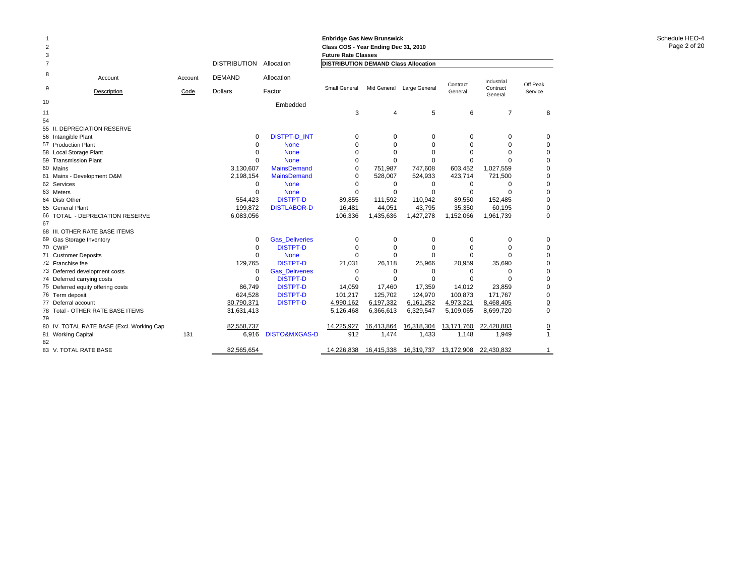Enbridge Gas New Brunswick
Class COS - Year Ending Dec 31, 2010
Future Rate Classes

Schedule HEO-4

| Line | Account Description | Account Code | DISTRIBUTION DEMAND Dollars | Allocation Allocation Factor | Small General | Mid General | Large General | Contract General | Industrial Contract General | Off Peak Service |
|---|---|---|---|---|---|---|---|---|---|---|
| 7 | | | | | DISTRIBUTION DEMAND Class Allocation | | | | | |
| 10 | | | | Embedded | | | | | | |
| 11 | | | | | 3 | 4 | 5 | 6 | 7 | 8 |
| 54 | | | | | | | | | | |
| 55 | II. DEPRECIATION RESERVE | | | | | | | | | |
| 56 | Intangible Plant | | 0 | DISTPT-D_INT | 0 | 0 | 0 | 0 | 0 | 0 |
| 57 | Production Plant | | 0 | None | 0 | 0 | 0 | 0 | 0 | 0 |
| 58 | Local Storage Plant | | 0 | None | 0 | 0 | 0 | 0 | 0 | 0 |
| 59 | Transmission Plant | | 0 | None | 0 | 0 | 0 | 0 | 0 | 0 |
| 60 | Mains | | 3,130,607 | MainsDemand | 0 | 751,987 | 747,608 | 603,452 | 1,027,559 | 0 |
| 61 | Mains - Development O&M | | 2,198,154 | MainsDemand | 0 | 528,007 | 524,933 | 423,714 | 721,500 | 0 |
| 62 | Services | | 0 | None | 0 | 0 | 0 | 0 | 0 | 0 |
| 63 | Meters | | 0 | None | 0 | 0 | 0 | 0 | 0 | 0 |
| 64 | Distr Other | | 554,423 | DISTPT-D | 89,855 | 111,592 | 110,942 | 89,550 | 152,485 | 0 |
| 65 | General Plant | | 199,872 | DISTLABOR-D | 16,481 | 44,051 | 43,795 | 35,350 | 60,195 | 0 |
| 66 | TOTAL - DEPRECIATION RESERVE | | 6,083,056 | | 106,336 | 1,435,636 | 1,427,278 | 1,152,066 | 1,961,739 | 0 |
| 67 | | | | | | | | | | |
| 68 | III. OTHER RATE BASE ITEMS | | | | | | | | | |
| 69 | Gas Storage Inventory | | 0 | Gas_Deliveries | 0 | 0 | 0 | 0 | 0 | 0 |
| 70 | CWIP | | 0 | DISTPT-D | 0 | 0 | 0 | 0 | 0 | 0 |
| 71 | Customer Deposits | | 0 | None | 0 | 0 | 0 | 0 | 0 | 0 |
| 72 | Franchise fee | | 129,765 | DISTPT-D | 21,031 | 26,118 | 25,966 | 20,959 | 35,690 | 0 |
| 73 | Deferred development costs | | 0 | Gas_Deliveries | 0 | 0 | 0 | 0 | 0 | 0 |
| 74 | Deferred carrying costs | | 0 | DISTPT-D | 0 | 0 | 0 | 0 | 0 | 0 |
| 75 | Deferred equity offering costs | | 86,749 | DISTPT-D | 14,059 | 17,460 | 17,359 | 14,012 | 23,859 | 0 |
| 76 | Term deposit | | 624,528 | DISTPT-D | 101,217 | 125,702 | 124,970 | 100,873 | 171,767 | 0 |
| 77 | Deferral account | | 30,790,371 | DISTPT-D | 4,990,162 | 6,197,332 | 6,161,252 | 4,973,221 | 8,468,405 | 0 |
| 78 | Total - OTHER RATE BASE ITEMS | | 31,631,413 | | 5,126,468 | 6,366,613 | 6,329,547 | 5,109,065 | 8,699,720 | 0 |
| 79 | | | | | | | | | | |
| 80 | IV. TOTAL RATE BASE (Excl. Working Cap | | 82,558,737 | | 14,225,927 | 16,413,864 | 16,318,304 | 13,171,760 | 22,428,883 | 0 |
| 81 | Working Capital | 131 | 6,916 | DISTO&MXGAS-D | 912 | 1,474 | 1,433 | 1,148 | 1,949 | 1 |
| 82 | | | | | | | | | | |
| 83 | V. TOTAL RATE BASE | | 82,565,654 | | 14,226,838 | 16,415,338 | 16,319,737 | 13,172,908 | 22,430,832 | 1 |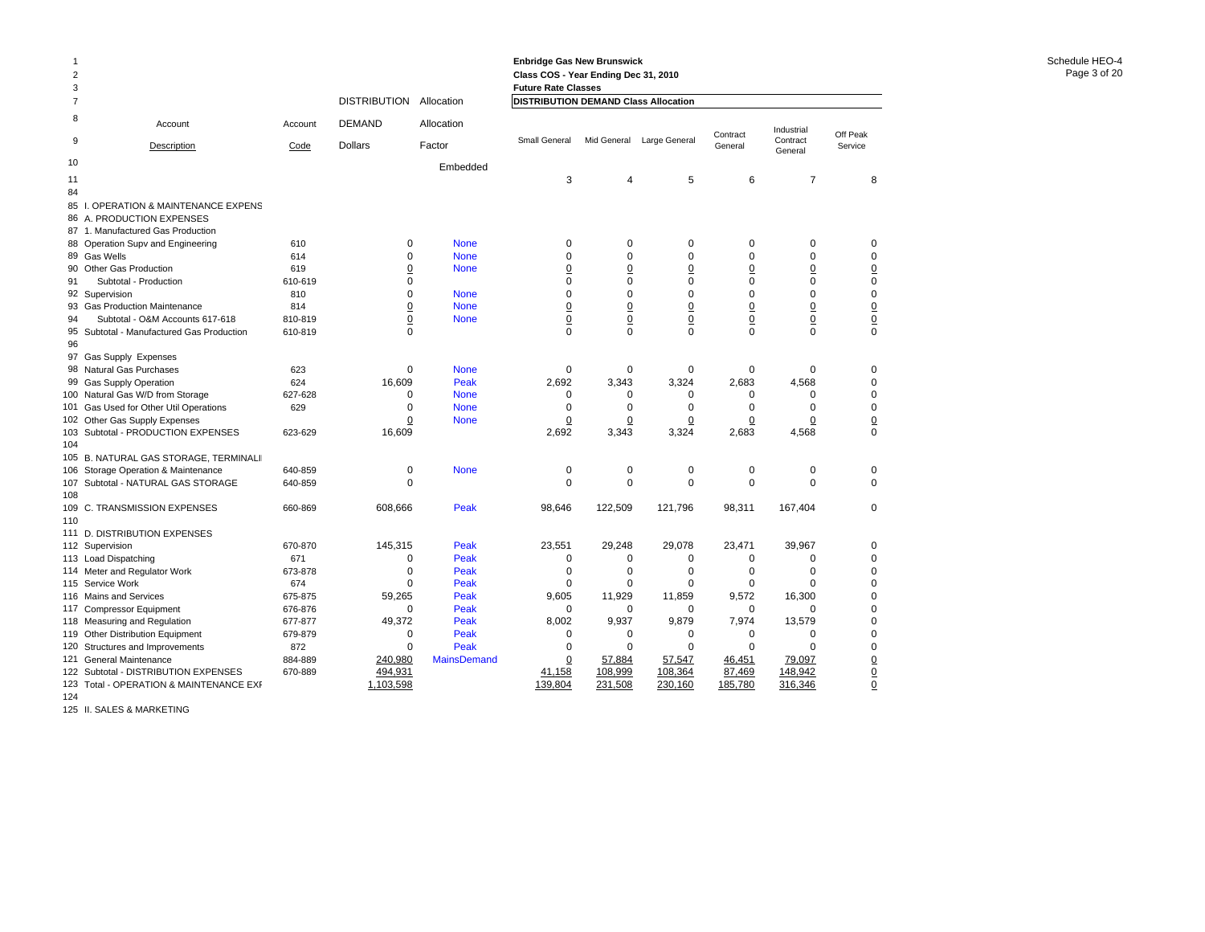Enbridge Gas New Brunswick
Class COS - Year Ending Dec 31, 2010
Future Rate Classes

Schedule HEO-4

| Line | Account Description | Account Code | DISTRIBUTION DEMAND Dollars | Allocation Factor | Small General | Mid General | Large General | Contract General | Industrial Contract General | Off Peak Service |
|---|---|---|---|---|---|---|---|---|---|---|
| 10 | | | | Embedded | | | | | | |
| 11 | | | | | 3 | 4 | 5 | 6 | 7 | 8 |
| 84 | | | | | | | | | | |
| 85 | I. OPERATION & MAINTENANCE EXPENS | | | | | | | | | |
| 86 | A. PRODUCTION EXPENSES | | | | | | | | | |
| 87 | 1. Manufactured Gas Production | | | | | | | | | |
| 88 | Operation Supv and Engineering | 610 | 0 | None | 0 | 0 | 0 | 0 | 0 | 0 |
| 89 | Gas Wells | 614 | 0 | None | 0 | 0 | 0 | 0 | 0 | 0 |
| 90 | Other Gas Production | 619 | 0 | None | 0 | 0 | 0 | 0 | 0 | 0 |
| 91 | Subtotal - Production | 610-619 | 0 | | 0 | 0 | 0 | 0 | 0 | 0 |
| 92 | Supervision | 810 | 0 | None | 0 | 0 | 0 | 0 | 0 | 0 |
| 93 | Gas Production Maintenance | 814 | 0 | None | 0 | 0 | 0 | 0 | 0 | 0 |
| 94 | Subtotal - O&M Accounts 617-618 | 810-819 | 0 | None | 0 | 0 | 0 | 0 | 0 | 0 |
| 95 | Subtotal - Manufactured Gas Production | 610-819 | 0 | | 0 | 0 | 0 | 0 | 0 | 0 |
| 96 | | | | | | | | | | |
| 97 | Gas Supply Expenses | | | | | | | | | |
| 98 | Natural Gas Purchases | 623 | 0 | None | 0 | 0 | 0 | 0 | 0 | 0 |
| 99 | Gas Supply Operation | 624 | 16,609 | Peak | 2,692 | 3,343 | 3,324 | 2,683 | 4,568 | 0 |
| 100 | Natural Gas W/D from Storage | 627-628 | 0 | None | 0 | 0 | 0 | 0 | 0 | 0 |
| 101 | Gas Used for Other Util Operations | 629 | 0 | None | 0 | 0 | 0 | 0 | 0 | 0 |
| 102 | Other Gas Supply Expenses | | 0 | None | 0 | 0 | 0 | 0 | 0 | 0 |
| 103 | Subtotal - PRODUCTION EXPENSES | 623-629 | 16,609 | | 2,692 | 3,343 | 3,324 | 2,683 | 4,568 | 0 |
| 104 | | | | | | | | | | |
| 105 | B. NATURAL GAS STORAGE, TERMINALI | | | | | | | | | |
| 106 | Storage Operation & Maintenance | 640-859 | 0 | None | 0 | 0 | 0 | 0 | 0 | 0 |
| 107 | Subtotal - NATURAL GAS STORAGE | 640-859 | 0 | | 0 | 0 | 0 | 0 | 0 | 0 |
| 108 | | | | | | | | | | |
| 109 | C. TRANSMISSION EXPENSES | 660-869 | 608,666 | Peak | 98,646 | 122,509 | 121,796 | 98,311 | 167,404 | 0 |
| 110 | | | | | | | | | | |
| 111 | D. DISTRIBUTION EXPENSES | | | | | | | | | |
| 112 | Supervision | 670-870 | 145,315 | Peak | 23,551 | 29,248 | 29,078 | 23,471 | 39,967 | 0 |
| 113 | Load Dispatching | 671 | 0 | Peak | 0 | 0 | 0 | 0 | 0 | 0 |
| 114 | Meter and Regulator Work | 673-878 | 0 | Peak | 0 | 0 | 0 | 0 | 0 | 0 |
| 115 | Service Work | 674 | 0 | Peak | 0 | 0 | 0 | 0 | 0 | 0 |
| 116 | Mains and Services | 675-875 | 59,265 | Peak | 9,605 | 11,929 | 11,859 | 9,572 | 16,300 | 0 |
| 117 | Compressor Equipment | 676-876 | 0 | Peak | 0 | 0 | 0 | 0 | 0 | 0 |
| 118 | Measuring and Regulation | 677-877 | 49,372 | Peak | 8,002 | 9,937 | 9,879 | 7,974 | 13,579 | 0 |
| 119 | Other Distribution Equipment | 679-879 | 0 | Peak | 0 | 0 | 0 | 0 | 0 | 0 |
| 120 | Structures and Improvements | 872 | 0 | Peak | 0 | 0 | 0 | 0 | 0 | 0 |
| 121 | General Maintenance | 884-889 | 240,980 | MainsDemand | 0 | 57,884 | 57,547 | 46,451 | 79,097 | 0 |
| 122 | Subtotal - DISTRIBUTION EXPENSES | 670-889 | 494,931 | | 41,158 | 108,999 | 108,364 | 87,469 | 148,942 | 0 |
| 123 | Total - OPERATION & MAINTENANCE EXP | | 1,103,598 | | 139,804 | 231,508 | 230,160 | 185,780 | 316,346 | 0 |
| 124 | | | | | | | | | | |
| 125 | II. SALES & MARKETING | | | | | | | | | |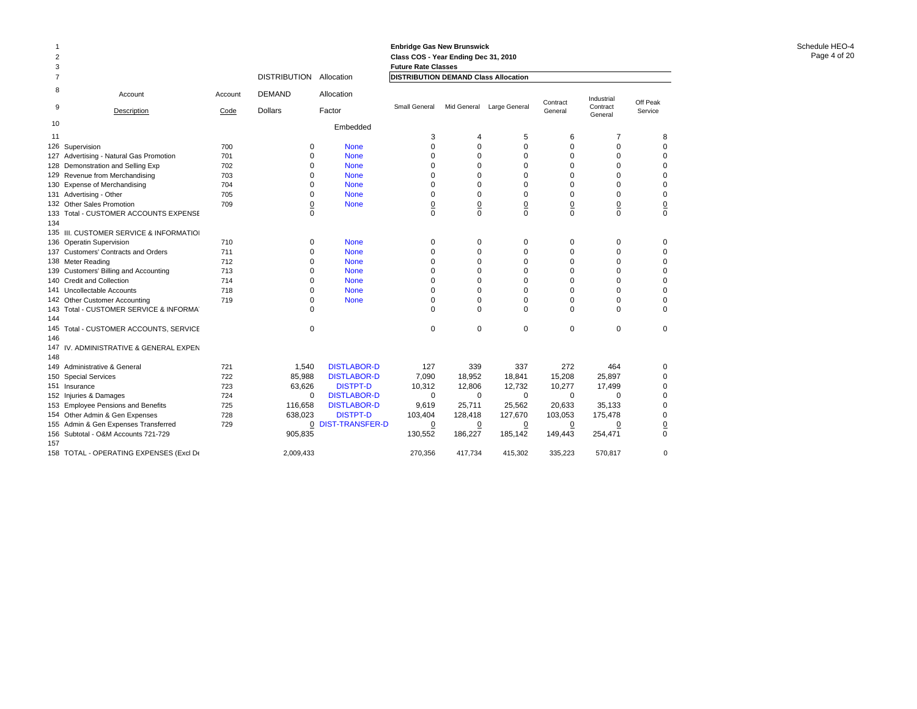**Enbridge Gas New Brunswick**
**Class COS - Year Ending Dec 31, 2010**
**Future Rate Classes**

Schedule HEO-4

| Line | Account Description | Account Code | DISTRIBUTION DEMAND Dollars | Allocation Factor | Small General | Mid General | Large General | Contract General | Industrial Contract General | Off Peak Service |
|---|---|---|---|---|---|---|---|---|---|---|
| 7 | | | | | **DISTRIBUTION DEMAND Class Allocation** | | | | | |
| 10 | | | | Embedded | | | | | | |
| 11 | | | | | 3 | 4 | 5 | 6 | 7 | 8 |
| 126 | Supervision | 700 | 0 | None | 0 | 0 | 0 | 0 | 0 | 0 |
| 127 | Advertising - Natural Gas Promotion | 701 | 0 | None | 0 | 0 | 0 | 0 | 0 | 0 |
| 128 | Demonstration and Selling Exp | 702 | 0 | None | 0 | 0 | 0 | 0 | 0 | 0 |
| 129 | Revenue from Merchandising | 703 | 0 | None | 0 | 0 | 0 | 0 | 0 | 0 |
| 130 | Expense of Merchandising | 704 | 0 | None | 0 | 0 | 0 | 0 | 0 | 0 |
| 131 | Advertising - Other | 705 | 0 | None | 0 | 0 | 0 | 0 | 0 | 0 |
| 132 | Other Sales Promotion | 709 | 0 | None | 0 | 0 | 0 | 0 | 0 | 0 |
| 133 | Total - CUSTOMER ACCOUNTS EXPENSE | | 0 | | 0 | 0 | 0 | 0 | 0 | 0 |
| 134 | | | | | | | | | | |
| 135 | III. CUSTOMER SERVICE & INFORMATION | | | | | | | | | |
| 136 | Operatin Supervision | 710 | 0 | None | 0 | 0 | 0 | 0 | 0 | 0 |
| 137 | Customers' Contracts and Orders | 711 | 0 | None | 0 | 0 | 0 | 0 | 0 | 0 |
| 138 | Meter Reading | 712 | 0 | None | 0 | 0 | 0 | 0 | 0 | 0 |
| 139 | Customers' Billing and Accounting | 713 | 0 | None | 0 | 0 | 0 | 0 | 0 | 0 |
| 140 | Credit and Collection | 714 | 0 | None | 0 | 0 | 0 | 0 | 0 | 0 |
| 141 | Uncollectable Accounts | 718 | 0 | None | 0 | 0 | 0 | 0 | 0 | 0 |
| 142 | Other Customer Accounting | 719 | 0 | None | 0 | 0 | 0 | 0 | 0 | 0 |
| 143 | Total - CUSTOMER SERVICE & INFORMAT | | 0 | | 0 | 0 | 0 | 0 | 0 | 0 |
| 144 | | | | | | | | | | |
| 145 | Total - CUSTOMER ACCOUNTS, SERVICE | | 0 | | 0 | 0 | 0 | 0 | 0 | 0 |
| 146 | | | | | | | | | | |
| 147 | IV. ADMINISTRATIVE & GENERAL EXPEN | | | | | | | | | |
| 148 | | | | | | | | | | |
| 149 | Administrative & General | 721 | 1,540 | DISTLABOR-D | 127 | 339 | 337 | 272 | 464 | 0 |
| 150 | Special Services | 722 | 85,988 | DISTLABOR-D | 7,090 | 18,952 | 18,841 | 15,208 | 25,897 | 0 |
| 151 | Insurance | 723 | 63,626 | DISTPT-D | 10,312 | 12,806 | 12,732 | 10,277 | 17,499 | 0 |
| 152 | Injuries & Damages | 724 | 0 | DISTLABOR-D | 0 | 0 | 0 | 0 | 0 | 0 |
| 153 | Employee Pensions and Benefits | 725 | 116,658 | DISTLABOR-D | 9,619 | 25,711 | 25,562 | 20,633 | 35,133 | 0 |
| 154 | Other Admin & Gen Expenses | 728 | 638,023 | DISTPT-D | 103,404 | 128,418 | 127,670 | 103,053 | 175,478 | 0 |
| 155 | Admin & Gen Expenses Transferred | 729 | 0 | DIST-TRANSFER-D | 0 | 0 | 0 | 0 | 0 | 0 |
| 156 | Subtotal - O&M Accounts 721-729 | | 905,835 | | 130,552 | 186,227 | 185,142 | 149,443 | 254,471 | 0 |
| 157 | | | | | | | | | | |
| 158 | TOTAL - OPERATING EXPENSES (Excl De | | 2,009,433 | | 270,356 | 417,734 | 415,302 | 335,223 | 570,817 | 0 |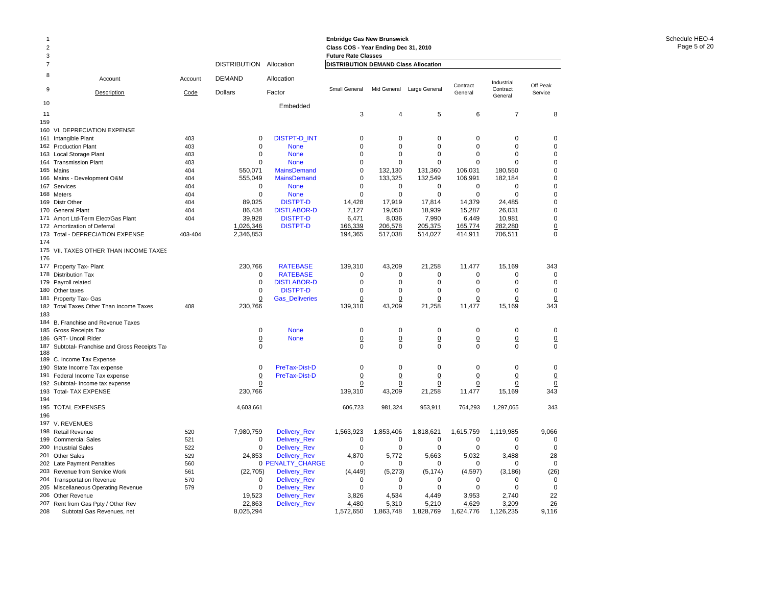Schedule HEO-4

**Enbridge Gas New Brunswick**
**Class COS - Year Ending Dec 31, 2010**
**Future Rate Classes**

| Line | Account Description | Account Code | DISTRIBUTION DEMAND Dollars | Allocation Factor | Small General | Mid General | Large General | Contract General | Industrial Contract General | Off Peak Service |
|---|---|---|---|---|---|---|---|---|---|---|
| 7 | | | | | **DISTRIBUTION DEMAND Class Allocation** | | | | | |
| 10 | | | | Embedded | | | | | | |
| 11 | | | | | 3 | 4 | 5 | 6 | 7 | 8 |
| 159 | | | | | | | | | | |
| 160 | VI. DEPRECIATION EXPENSE | | | | | | | | | |
| 161 | Intangible Plant | 403 | 0 | DISTPT-D_INT | 0 | 0 | 0 | 0 | 0 | 0 |
| 162 | Production Plant | 403 | 0 | None | 0 | 0 | 0 | 0 | 0 | 0 |
| 163 | Local Storage Plant | 403 | 0 | None | 0 | 0 | 0 | 0 | 0 | 0 |
| 164 | Transmission Plant | 403 | 0 | None | 0 | 0 | 0 | 0 | 0 | 0 |
| 165 | Mains | 404 | 550,071 | MainsDemand | 0 | 132,130 | 131,360 | 106,031 | 180,550 | 0 |
| 166 | Mains - Development O&M | 404 | 555,049 | MainsDemand | 0 | 133,325 | 132,549 | 106,991 | 182,184 | 0 |
| 167 | Services | 404 | 0 | None | 0 | 0 | 0 | 0 | 0 | 0 |
| 168 | Meters | 404 | 0 | None | 0 | 0 | 0 | 0 | 0 | 0 |
| 169 | Distr Other | 404 | 89,025 | DISTPT-D | 14,428 | 17,919 | 17,814 | 14,379 | 24,485 | 0 |
| 170 | General Plant | 404 | 86,434 | DISTLABOR-D | 7,127 | 19,050 | 18,939 | 15,287 | 26,031 | 0 |
| 171 | Amort Ltd-Term Elect/Gas Plant | 404 | 39,928 | DISTPT-D | 6,471 | 8,036 | 7,990 | 6,449 | 10,981 | 0 |
| 172 | Amortization of Deferral | | 1,026,346 | DISTPT-D | 166,339 | 206,578 | 205,375 | 165,774 | 282,280 | 0 |
| 173 | Total - DEPRECIATION EXPENSE | 403-404 | 2,346,853 | | 194,365 | 517,038 | 514,027 | 414,911 | 706,511 | 0 |
| 174 | | | | | | | | | | |
| 175 | VII. TAXES OTHER THAN INCOME TAXES | | | | | | | | | |
| 176 | | | | | | | | | | |
| 177 | Property Tax- Plant | | 230,766 | RATEBASE | 139,310 | 43,209 | 21,258 | 11,477 | 15,169 | 343 |
| 178 | Distribution Tax | | 0 | RATEBASE | 0 | 0 | 0 | 0 | 0 | 0 |
| 179 | Payroll related | | 0 | DISTLABOR-D | 0 | 0 | 0 | 0 | 0 | 0 |
| 180 | Other taxes | | 0 | DISTPT-D | 0 | 0 | 0 | 0 | 0 | 0 |
| 181 | Property Tax- Gas | | 0 | Gas_Deliveries | 0 | 0 | 0 | 0 | 0 | 0 |
| 182 | Total Taxes Other Than Income Taxes | 408 | 230,766 | | 139,310 | 43,209 | 21,258 | 11,477 | 15,169 | 343 |
| 183 | | | | | | | | | | |
| 184 | B. Franchise and Revenue Taxes | | | | | | | | | |
| 185 | Gross Receipts Tax | | 0 | None | 0 | 0 | 0 | 0 | 0 | 0 |
| 186 | GRT- Uncoll Rider | | 0 | None | 0 | 0 | 0 | 0 | 0 | 0 |
| 187 | Subtotal- Franchise and Gross Receipts Tax | | 0 | | 0 | 0 | 0 | 0 | 0 | 0 |
| 188 | | | | | | | | | | |
| 189 | C. Income Tax Expense | | | | | | | | | |
| 190 | State Income Tax expense | | 0 | PreTax-Dist-D | 0 | 0 | 0 | 0 | 0 | 0 |
| 191 | Federal Income Tax expense | | 0 | PreTax-Dist-D | 0 | 0 | 0 | 0 | 0 | 0 |
| 192 | Subtotal- Income tax expense | | 0 | | 0 | 0 | 0 | 0 | 0 | 0 |
| 193 | Total- TAX EXPENSE | | 230,766 | | 139,310 | 43,209 | 21,258 | 11,477 | 15,169 | 343 |
| 194 | | | | | | | | | | |
| 195 | TOTAL EXPENSES | | 4,603,661 | | 606,723 | 981,324 | 953,911 | 764,293 | 1,297,065 | 343 |
| 196 | | | | | | | | | | |
| 197 | V. REVENUES | | | | | | | | | |
| 198 | Retail Revenue | 520 | 7,980,759 | Delivery_Rev | 1,563,923 | 1,853,406 | 1,818,621 | 1,615,759 | 1,119,985 | 9,066 |
| 199 | Commercial Sales | 521 | 0 | Delivery_Rev | 0 | 0 | 0 | 0 | 0 | 0 |
| 200 | Industrial Sales | 522 | 0 | Delivery_Rev | 0 | 0 | 0 | 0 | 0 | 0 |
| 201 | Other Sales | 529 | 24,853 | Delivery_Rev | 4,870 | 5,772 | 5,663 | 5,032 | 3,488 | 28 |
| 202 | Late Payment Penalties | 560 | 0 | PENALTY_CHARGE | 0 | 0 | 0 | 0 | 0 | 0 |
| 203 | Revenue from Service Work | 561 | (22,705) | Delivery_Rev | (4,449) | (5,273) | (5,174) | (4,597) | (3,186) | (26) |
| 204 | Transportation Revenue | 570 | 0 | Delivery_Rev | 0 | 0 | 0 | 0 | 0 | 0 |
| 205 | Miscellaneous Operating Revenue | 579 | 0 | Delivery_Rev | 0 | 0 | 0 | 0 | 0 | 0 |
| 206 | Other Revenue | | 19,523 | Delivery_Rev | 3,826 | 4,534 | 4,449 | 3,953 | 2,740 | 22 |
| 207 | Rent from Gas Ppty / Other Rev | | 22,863 | Delivery_Rev | 4,480 | 5,310 | 5,210 | 4,629 | 3,209 | 26 |
| 208 | Subtotal Gas Revenues, net | | 8,025,294 | | 1,572,650 | 1,863,748 | 1,828,769 | 1,624,776 | 1,126,235 | 9,116 |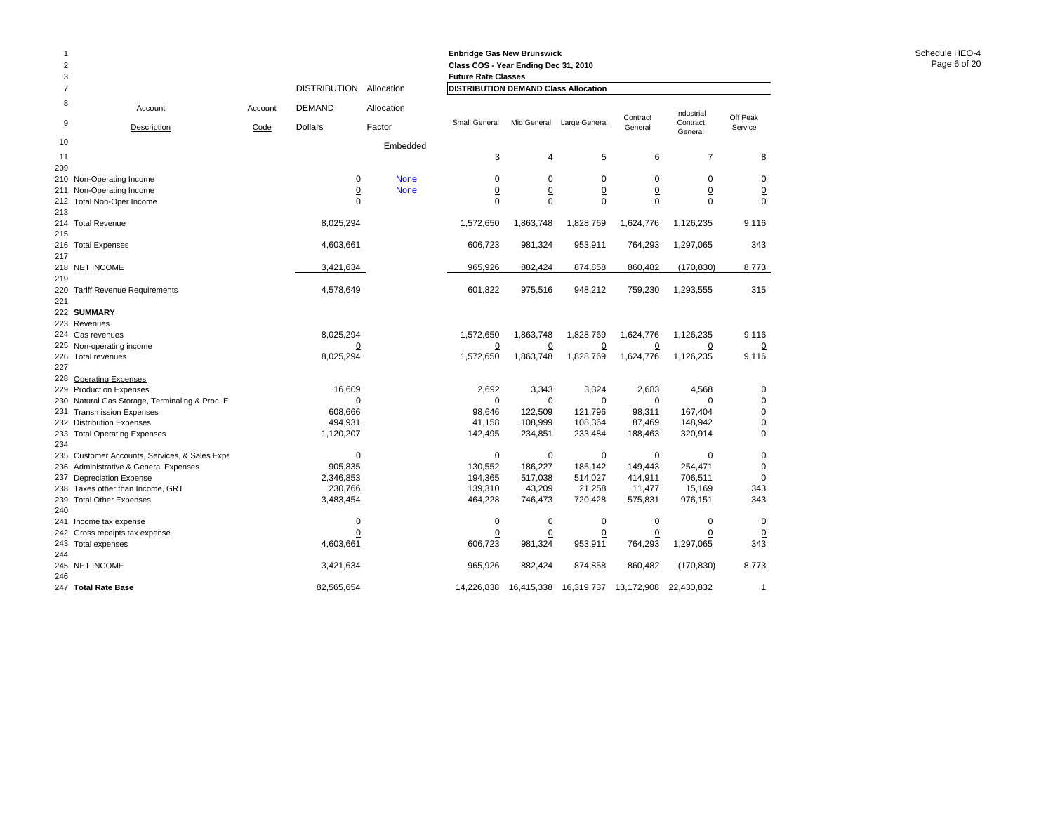Enbridge Gas New Brunswick
Class COS - Year Ending Dec 31, 2010
Future Rate Classes

Schedule HEO-4

| Line | Account Description | Account Code | DISTRIBUTION DEMAND Dollars | Allocation Allocation Factor | Small General | Mid General | Large General | Contract General | Industrial Contract General | Off Peak Service |
|---|---|---|---|---|---|---|---|---|---|---|
| 7 | | | | | DISTRIBUTION DEMAND Class Allocation | | | | | |
| 10 | | | | Embedded | | | | | | |
| 11 | | | | | 3 | 4 | 5 | 6 | 7 | 8 |
| 209 | | | | | | | | | | |
| 210 | Non-Operating Income | | 0 | None | 0 | 0 | 0 | 0 | 0 | 0 |
| 211 | Non-Operating Income | | 0 | None | 0 | 0 | 0 | 0 | 0 | 0 |
| 212 | Total Non-Oper Income | | 0 | | 0 | 0 | 0 | 0 | 0 | 0 |
| 213 | | | | | | | | | | |
| 214 | Total Revenue | | 8,025,294 | | 1,572,650 | 1,863,748 | 1,828,769 | 1,624,776 | 1,126,235 | 9,116 |
| 215 | | | | | | | | | | |
| 216 | Total Expenses | | 4,603,661 | | 606,723 | 981,324 | 953,911 | 764,293 | 1,297,065 | 343 |
| 217 | | | | | | | | | | |
| 218 | NET INCOME | | 3,421,634 | | 965,926 | 882,424 | 874,858 | 860,482 | (170,830) | 8,773 |
| 219 | | | | | | | | | | |
| 220 | Tariff Revenue Requirements | | 4,578,649 | | 601,822 | 975,516 | 948,212 | 759,230 | 1,293,555 | 315 |
| 221 | | | | | | | | | | |
| 222 | **SUMMARY** | | | | | | | | | |
| 223 | Revenues | | | | | | | | | |
| 224 | Gas revenues | | 8,025,294 | | 1,572,650 | 1,863,748 | 1,828,769 | 1,624,776 | 1,126,235 | 9,116 |
| 225 | Non-operating income | | 0 | | 0 | 0 | 0 | 0 | 0 | 0 |
| 226 | Total revenues | | 8,025,294 | | 1,572,650 | 1,863,748 | 1,828,769 | 1,624,776 | 1,126,235 | 9,116 |
| 227 | | | | | | | | | | |
| 228 | Operating Expenses | | | | | | | | | |
| 229 | Production Expenses | | 16,609 | | 2,692 | 3,343 | 3,324 | 2,683 | 4,568 | 0 |
| 230 | Natural Gas Storage, Terminaling & Proc. E | | 0 | | 0 | 0 | 0 | 0 | 0 | 0 |
| 231 | Transmission Expenses | | 608,666 | | 98,646 | 122,509 | 121,796 | 98,311 | 167,404 | 0 |
| 232 | Distribution Expenses | | 494,931 | | 41,158 | 108,999 | 108,364 | 87,469 | 148,942 | 0 |
| 233 | Total Operating Expenses | | 1,120,207 | | 142,495 | 234,851 | 233,484 | 188,463 | 320,914 | 0 |
| 234 | | | | | | | | | | |
| 235 | Customer Accounts, Services, & Sales Expe | | 0 | | 0 | 0 | 0 | 0 | 0 | 0 |
| 236 | Administrative & General Expenses | | 905,835 | | 130,552 | 186,227 | 185,142 | 149,443 | 254,471 | 0 |
| 237 | Depreciation Expense | | 2,346,853 | | 194,365 | 517,038 | 514,027 | 414,911 | 706,511 | 0 |
| 238 | Taxes other than Income, GRT | | 230,766 | | 139,310 | 43,209 | 21,258 | 11,477 | 15,169 | 343 |
| 239 | Total Other Expenses | | 3,483,454 | | 464,228 | 746,473 | 720,428 | 575,831 | 976,151 | 343 |
| 240 | | | | | | | | | | |
| 241 | Income tax expense | | 0 | | 0 | 0 | 0 | 0 | 0 | 0 |
| 242 | Gross receipts tax expense | | 0 | | 0 | 0 | 0 | 0 | 0 | 0 |
| 243 | Total expenses | | 4,603,661 | | 606,723 | 981,324 | 953,911 | 764,293 | 1,297,065 | 343 |
| 244 | | | | | | | | | | |
| 245 | NET INCOME | | 3,421,634 | | 965,926 | 882,424 | 874,858 | 860,482 | (170,830) | 8,773 |
| 246 | | | | | | | | | | |
| 247 | **Total Rate Base** | | 82,565,654 | | 14,226,838 | 16,415,338 | 16,319,737 | 13,172,908 | 22,430,832 | 1 |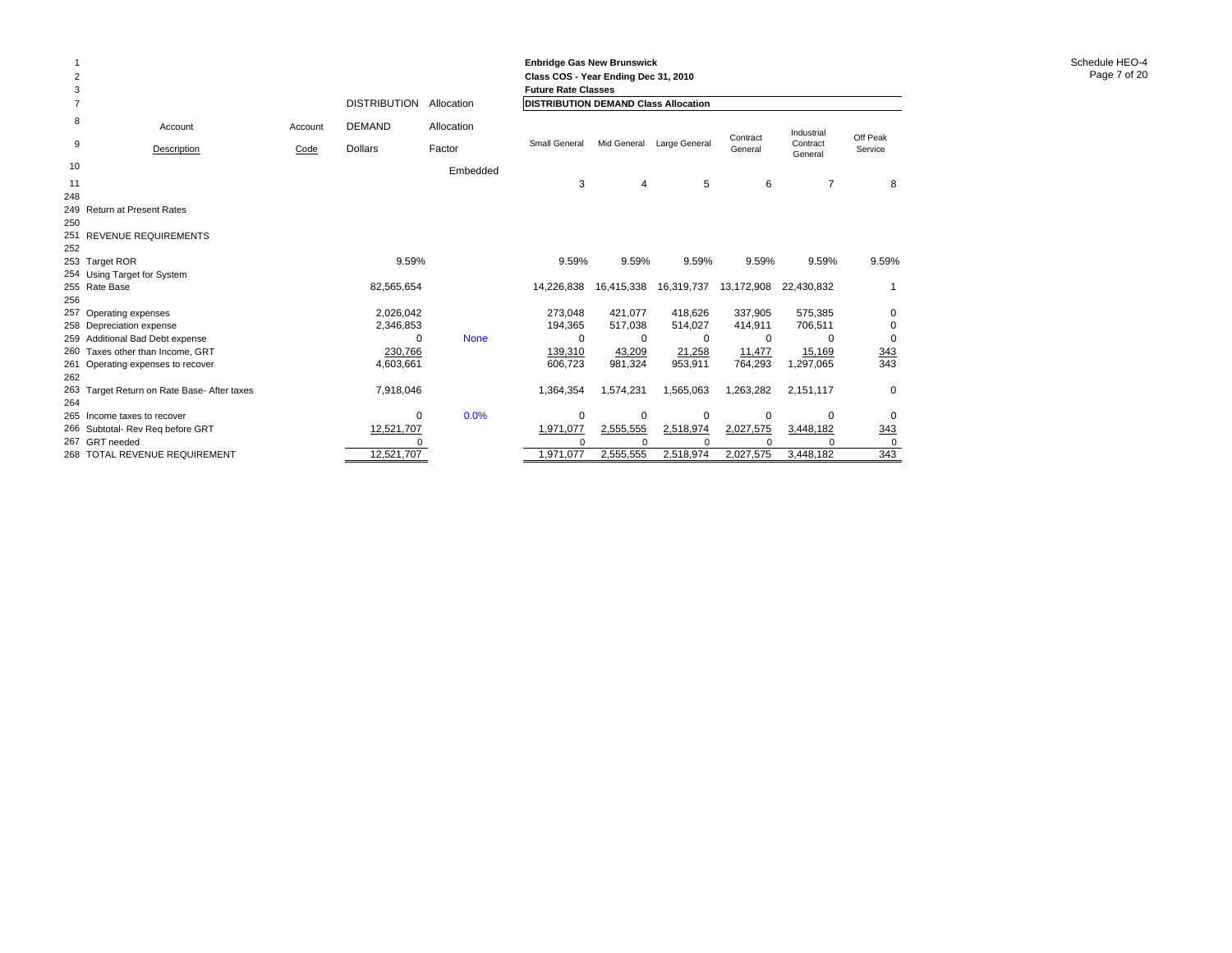**Enbridge Gas New Brunswick**
**Class COS - Year Ending Dec 31, 2010**
**Future Rate Classes**

Schedule HEO-4

| Line | Account Description | Account Code | DISTRIBUTION DEMAND Dollars | Allocation Factor | Small General | Mid General | Large General | Contract General | Industrial Contract General | Off Peak Service |
|---|---|---|---|---|---|---|---|---|---|---|
| 7 | | | | | **DISTRIBUTION DEMAND Class Allocation** | | | | | |
| 10 | | | | Embedded | | | | | | |
| 11 | | | | | 3 | 4 | 5 | 6 | 7 | 8 |
| 248 | | | | | | | | | | |
| 249 | Return at Present Rates | | | | | | | | | |
| 250 | | | | | | | | | | |
| 251 | REVENUE REQUIREMENTS | | | | | | | | | |
| 252 | | | | | | | | | | |
| 253 | Target ROR | | 9.59% | | 9.59% | 9.59% | 9.59% | 9.59% | 9.59% | 9.59% |
| 254 | Using Target for System | | | | | | | | | |
| 255 | Rate Base | | 82,565,654 | | 14,226,838 | 16,415,338 | 16,319,737 | 13,172,908 | 22,430,832 | 1 |
| 256 | | | | | | | | | | |
| 257 | Operating expenses | | 2,026,042 | | 273,048 | 421,077 | 418,626 | 337,905 | 575,385 | 0 |
| 258 | Depreciation expense | | 2,346,853 | | 194,365 | 517,038 | 514,027 | 414,911 | 706,511 | 0 |
| 259 | Additional Bad Debt expense | | 0 | None | 0 | 0 | 0 | 0 | 0 | 0 |
| 260 | Taxes other than Income, GRT | | 230,766 | | 139,310 | 43,209 | 21,258 | 11,477 | 15,169 | 343 |
| 261 | Operating expenses to recover | | 4,603,661 | | 606,723 | 981,324 | 953,911 | 764,293 | 1,297,065 | 343 |
| 262 | | | | | | | | | | |
| 263 | Target Return on Rate Base- After taxes | | 7,918,046 | | 1,364,354 | 1,574,231 | 1,565,063 | 1,263,282 | 2,151,117 | 0 |
| 264 | | | | | | | | | | |
| 265 | Income taxes to recover | | 0 | 0.0% | 0 | 0 | 0 | 0 | 0 | 0 |
| 266 | Subtotal- Rev Req before GRT | | 12,521,707 | | 1,971,077 | 2,555,555 | 2,518,974 | 2,027,575 | 3,448,182 | 343 |
| 267 | GRT needed | | 0 | | 0 | 0 | 0 | 0 | 0 | 0 |
| 268 | TOTAL REVENUE REQUIREMENT | | 12,521,707 | | 1,971,077 | 2,555,555 | 2,518,974 | 2,027,575 | 3,448,182 | 343 |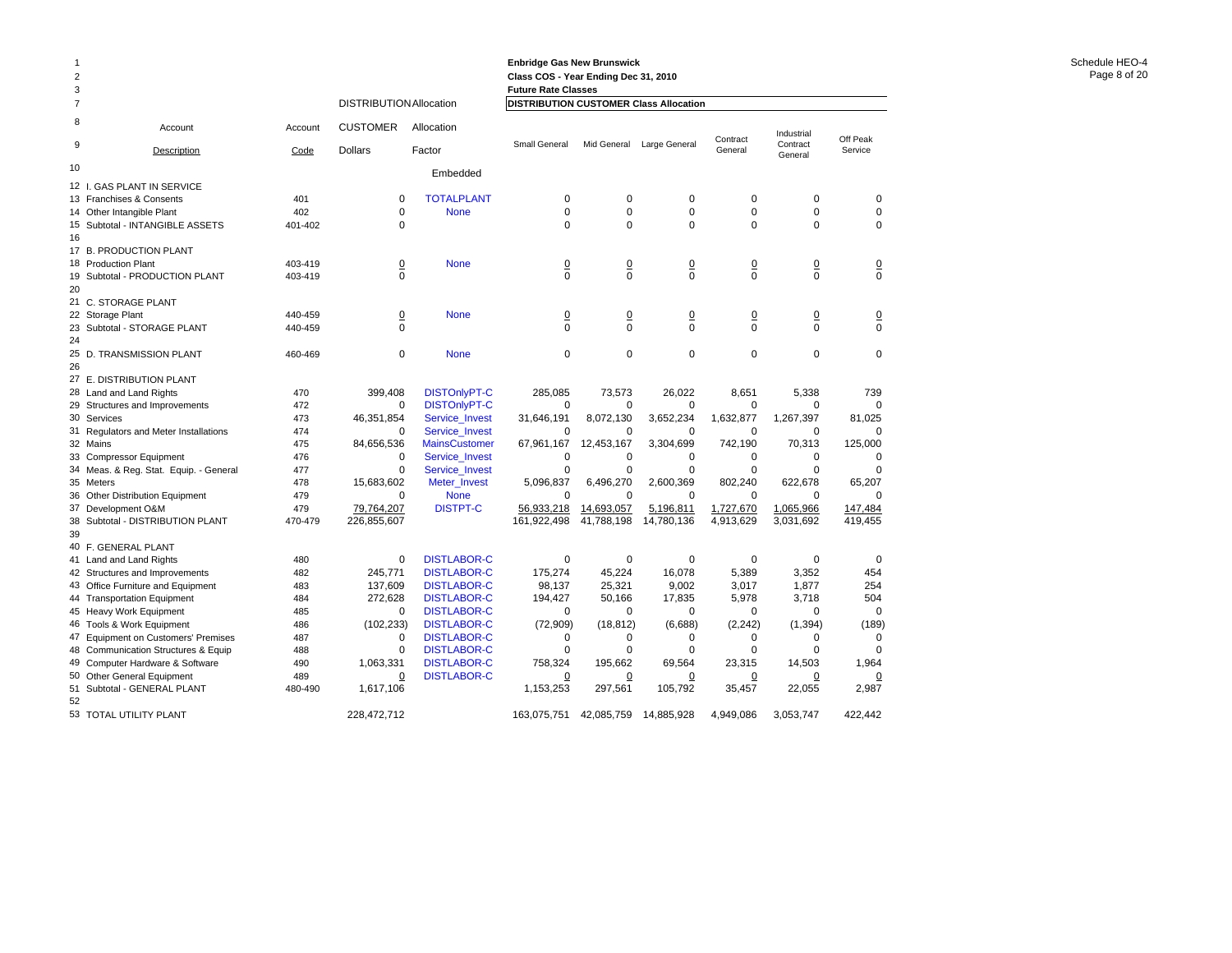Enbridge Gas New Brunswick
Class COS - Year Ending Dec 31, 2010
Future Rate Classes

Schedule HEO-4

| Line | Account Description | Account Code | DISTRIBUTION CUSTOMER Dollars | Allocation Allocation Factor | Small General | Mid General | Large General | Contract General | Industrial Contract General | Off Peak Service |
|---|---|---|---|---|---|---|---|---|---|---|
| | | | | | **DISTRIBUTION CUSTOMER Class Allocation** | | | | | |
| 10 | | | | Embedded | | | | | | |
| 12 | I. GAS PLANT IN SERVICE | | | | | | | | | |
| 13 | Franchises & Consents | 401 | 0 | TOTALPLANT | 0 | 0 | 0 | 0 | 0 | 0 |
| 14 | Other Intangible Plant | 402 | 0 | None | 0 | 0 | 0 | 0 | 0 | 0 |
| 15 | Subtotal - INTANGIBLE ASSETS | 401-402 | 0 | | 0 | 0 | 0 | 0 | 0 | 0 |
| 16 | | | | | | | | | | |
| 17 | B. PRODUCTION PLANT | | | | | | | | | |
| 18 | Production Plant | 403-419 | 0 | None | 0 | 0 | 0 | 0 | 0 | 0 |
| 19 | Subtotal - PRODUCTION PLANT | 403-419 | 0 | | 0 | 0 | 0 | 0 | 0 | 0 |
| 20 | | | | | | | | | | |
| 21 | C. STORAGE PLANT | | | | | | | | | |
| 22 | Storage Plant | 440-459 | 0 | None | 0 | 0 | 0 | 0 | 0 | 0 |
| 23 | Subtotal - STORAGE PLANT | 440-459 | 0 | | 0 | 0 | 0 | 0 | 0 | 0 |
| 24 | | | | | | | | | | |
| 25 | D. TRANSMISSION PLANT | 460-469 | 0 | None | 0 | 0 | 0 | 0 | 0 | 0 |
| 26 | | | | | | | | | | |
| 27 | E. DISTRIBUTION PLANT | | | | | | | | | |
| 28 | Land and Land Rights | 470 | 399,408 | DISTOnlyPT-C | 285,085 | 73,573 | 26,022 | 8,651 | 5,338 | 739 |
| 29 | Structures and Improvements | 472 | 0 | DISTOnlyPT-C | 0 | 0 | 0 | 0 | 0 | 0 |
| 30 | Services | 473 | 46,351,854 | Service_Invest | 31,646,191 | 8,072,130 | 3,652,234 | 1,632,877 | 1,267,397 | 81,025 |
| 31 | Regulators and Meter Installations | 474 | 0 | Service_Invest | 0 | 0 | 0 | 0 | 0 | 0 |
| 32 | Mains | 475 | 84,656,536 | MainsCustomer | 67,961,167 | 12,453,167 | 3,304,699 | 742,190 | 70,313 | 125,000 |
| 33 | Compressor Equipment | 476 | 0 | Service_Invest | 0 | 0 | 0 | 0 | 0 | 0 |
| 34 | Meas. & Reg. Stat. Equip. - General | 477 | 0 | Service_Invest | 0 | 0 | 0 | 0 | 0 | 0 |
| 35 | Meters | 478 | 15,683,602 | Meter_Invest | 5,096,837 | 6,496,270 | 2,600,369 | 802,240 | 622,678 | 65,207 |
| 36 | Other Distribution Equipment | 479 | 0 | None | 0 | 0 | 0 | 0 | 0 | 0 |
| 37 | Development O&M | 479 | 79,764,207 | DISTPT-C | 56,933,218 | 14,693,057 | 5,196,811 | 1,727,670 | 1,065,966 | 147,484 |
| 38 | Subtotal - DISTRIBUTION PLANT | 470-479 | 226,855,607 | | 161,922,498 | 41,788,198 | 14,780,136 | 4,913,629 | 3,031,692 | 419,455 |
| 39 | | | | | | | | | | |
| 40 | F. GENERAL PLANT | | | | | | | | | |
| 41 | Land and Land Rights | 480 | 0 | DISTLABOR-C | 0 | 0 | 0 | 0 | 0 | 0 |
| 42 | Structures and Improvements | 482 | 245,771 | DISTLABOR-C | 175,274 | 45,224 | 16,078 | 5,389 | 3,352 | 454 |
| 43 | Office Furniture and Equipment | 483 | 137,609 | DISTLABOR-C | 98,137 | 25,321 | 9,002 | 3,017 | 1,877 | 254 |
| 44 | Transportation Equipment | 484 | 272,628 | DISTLABOR-C | 194,427 | 50,166 | 17,835 | 5,978 | 3,718 | 504 |
| 45 | Heavy Work Equipment | 485 | 0 | DISTLABOR-C | 0 | 0 | 0 | 0 | 0 | 0 |
| 46 | Tools & Work Equipment | 486 | (102,233) | DISTLABOR-C | (72,909) | (18,812) | (6,688) | (2,242) | (1,394) | (189) |
| 47 | Equipment on Customers' Premises | 487 | 0 | DISTLABOR-C | 0 | 0 | 0 | 0 | 0 | 0 |
| 48 | Communication Structures & Equip | 488 | 0 | DISTLABOR-C | 0 | 0 | 0 | 0 | 0 | 0 |
| 49 | Computer Hardware & Software | 490 | 1,063,331 | DISTLABOR-C | 758,324 | 195,662 | 69,564 | 23,315 | 14,503 | 1,964 |
| 50 | Other General Equipment | 489 | 0 | DISTLABOR-C | 0 | 0 | 0 | 0 | 0 | 0 |
| 51 | Subtotal - GENERAL PLANT | 480-490 | 1,617,106 | | 1,153,253 | 297,561 | 105,792 | 35,457 | 22,055 | 2,987 |
| 52 | | | | | | | | | | |
| 53 | TOTAL UTILITY PLANT | | 228,472,712 | | 163,075,751 | 42,085,759 | 14,885,928 | 4,949,086 | 3,053,747 | 422,442 |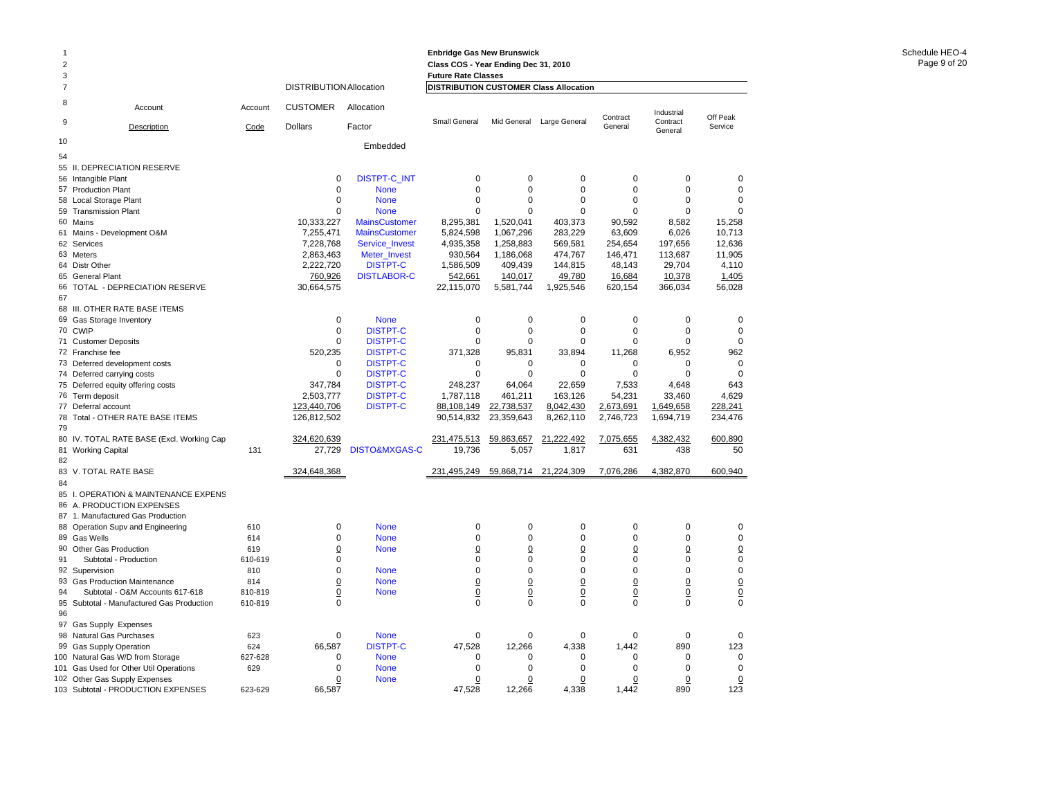Enbridge Gas New Brunswick
Class COS - Year Ending Dec 31, 2010
Future Rate Classes

| Line | Account Description | Account Code | DISTRIBUTION CUSTOMER Dollars | Allocation Factor | Small General | Mid General | Large General | Contract General | Industrial Contract General | Off Peak Service |
|---|---|---|---|---|---|---|---|---|---|---|
| 10 | | | | Embedded | | | | | | |
| 54 | | | | | | | | | | |
| 55 | II. DEPRECIATION RESERVE | | | | | | | | | |
| 56 | Intangible Plant | | 0 | DISTPT-C_INT | 0 | 0 | 0 | 0 | 0 | 0 |
| 57 | Production Plant | | 0 | None | 0 | 0 | 0 | 0 | 0 | 0 |
| 58 | Local Storage Plant | | 0 | None | 0 | 0 | 0 | 0 | 0 | 0 |
| 59 | Transmission Plant | | 0 | None | 0 | 0 | 0 | 0 | 0 | 0 |
| 60 | Mains | | 10,333,227 | MainsCustomer | 8,295,381 | 1,520,041 | 403,373 | 90,592 | 8,582 | 15,258 |
| 61 | Mains - Development O&M | | 7,255,471 | MainsCustomer | 5,824,598 | 1,067,296 | 283,229 | 63,609 | 6,026 | 10,713 |
| 62 | Services | | 7,228,768 | Service_Invest | 4,935,358 | 1,258,883 | 569,581 | 254,654 | 197,656 | 12,636 |
| 63 | Meters | | 2,863,463 | Meter_Invest | 930,564 | 1,186,068 | 474,767 | 146,471 | 113,687 | 11,905 |
| 64 | Distr Other | | 2,222,720 | DISTPT-C | 1,586,509 | 409,439 | 144,815 | 48,143 | 29,704 | 4,110 |
| 65 | General Plant | | 760,926 | DISTLABOR-C | 542,661 | 140,017 | 49,780 | 16,684 | 10,378 | 1,405 |
| 66 | TOTAL - DEPRECIATION RESERVE | | 30,664,575 | | 22,115,070 | 5,581,744 | 1,925,546 | 620,154 | 366,034 | 56,028 |
| 67 | | | | | | | | | | |
| 68 | III. OTHER RATE BASE ITEMS | | | | | | | | | |
| 69 | Gas Storage Inventory | | 0 | None | 0 | 0 | 0 | 0 | 0 | 0 |
| 70 | CWIP | | 0 | DISTPT-C | 0 | 0 | 0 | 0 | 0 | 0 |
| 71 | Customer Deposits | | 0 | DISTPT-C | 0 | 0 | 0 | 0 | 0 | 0 |
| 72 | Franchise fee | | 520,235 | DISTPT-C | 371,328 | 95,831 | 33,894 | 11,268 | 6,952 | 962 |
| 73 | Deferred development costs | | 0 | DISTPT-C | 0 | 0 | 0 | 0 | 0 | 0 |
| 74 | Deferred carrying costs | | 0 | DISTPT-C | 0 | 0 | 0 | 0 | 0 | 0 |
| 75 | Deferred equity offering costs | | 347,784 | DISTPT-C | 248,237 | 64,064 | 22,659 | 7,533 | 4,648 | 643 |
| 76 | Term deposit | | 2,503,777 | DISTPT-C | 1,787,118 | 461,211 | 163,126 | 54,231 | 33,460 | 4,629 |
| 77 | Deferral account | | 123,440,706 | DISTPT-C | 88,108,149 | 22,738,537 | 8,042,430 | 2,673,691 | 1,649,658 | 228,241 |
| 78 | Total - OTHER RATE BASE ITEMS | | 126,812,502 | | 90,514,832 | 23,359,643 | 8,262,110 | 2,746,723 | 1,694,719 | 234,476 |
| 79 | | | | | | | | | | |
| 80 | IV. TOTAL RATE BASE (Excl. Working Cap | | 324,620,639 | | 231,475,513 | 59,863,657 | 21,222,492 | 7,075,655 | 4,382,432 | 600,890 |
| 81 | Working Capital | 131 | 27,729 | DISTO&MXGAS-C | 19,736 | 5,057 | 1,817 | 631 | 438 | 50 |
| 82 | | | | | | | | | | |
| 83 | V. TOTAL RATE BASE | | 324,648,368 | | 231,495,249 | 59,868,714 | 21,224,309 | 7,076,286 | 4,382,870 | 600,940 |
| 84 | | | | | | | | | | |
| 85 | I. OPERATION & MAINTENANCE EXPENS | | | | | | | | | |
| 86 | A. PRODUCTION EXPENSES | | | | | | | | | |
| 87 | 1. Manufactured Gas Production | | | | | | | | | |
| 88 | Operation Supv and Engineering | 610 | 0 | None | 0 | 0 | 0 | 0 | 0 | 0 |
| 89 | Gas Wells | 614 | 0 | None | 0 | 0 | 0 | 0 | 0 | 0 |
| 90 | Other Gas Production | 619 | 0 | None | 0 | 0 | 0 | 0 | 0 | 0 |
| 91 | Subtotal - Production | 610-619 | 0 | | 0 | 0 | 0 | 0 | 0 | 0 |
| 92 | Supervision | 810 | 0 | None | 0 | 0 | 0 | 0 | 0 | 0 |
| 93 | Gas Production Maintenance | 814 | 0 | None | 0 | 0 | 0 | 0 | 0 | 0 |
| 94 | Subtotal - O&M Accounts 617-618 | 810-819 | 0 | None | 0 | 0 | 0 | 0 | 0 | 0 |
| 95 | Subtotal - Manufactured Gas Production | 610-819 | 0 | | 0 | 0 | 0 | 0 | 0 | 0 |
| 96 | | | | | | | | | | |
| 97 | Gas Supply Expenses | | | | | | | | | |
| 98 | Natural Gas Purchases | 623 | 0 | None | 0 | 0 | 0 | 0 | 0 | 0 |
| 99 | Gas Supply Operation | 624 | 66,587 | DISTPT-C | 47,528 | 12,266 | 4,338 | 1,442 | 890 | 123 |
| 100 | Natural Gas W/D from Storage | 627-628 | 0 | None | 0 | 0 | 0 | 0 | 0 | 0 |
| 101 | Gas Used for Other Util Operations | 629 | 0 | None | 0 | 0 | 0 | 0 | 0 | 0 |
| 102 | Other Gas Supply Expenses | | 0 | None | 0 | 0 | 0 | 0 | 0 | 0 |
| 103 | Subtotal - PRODUCTION EXPENSES | 623-629 | 66,587 | | 47,528 | 12,266 | 4,338 | 1,442 | 890 | 123 |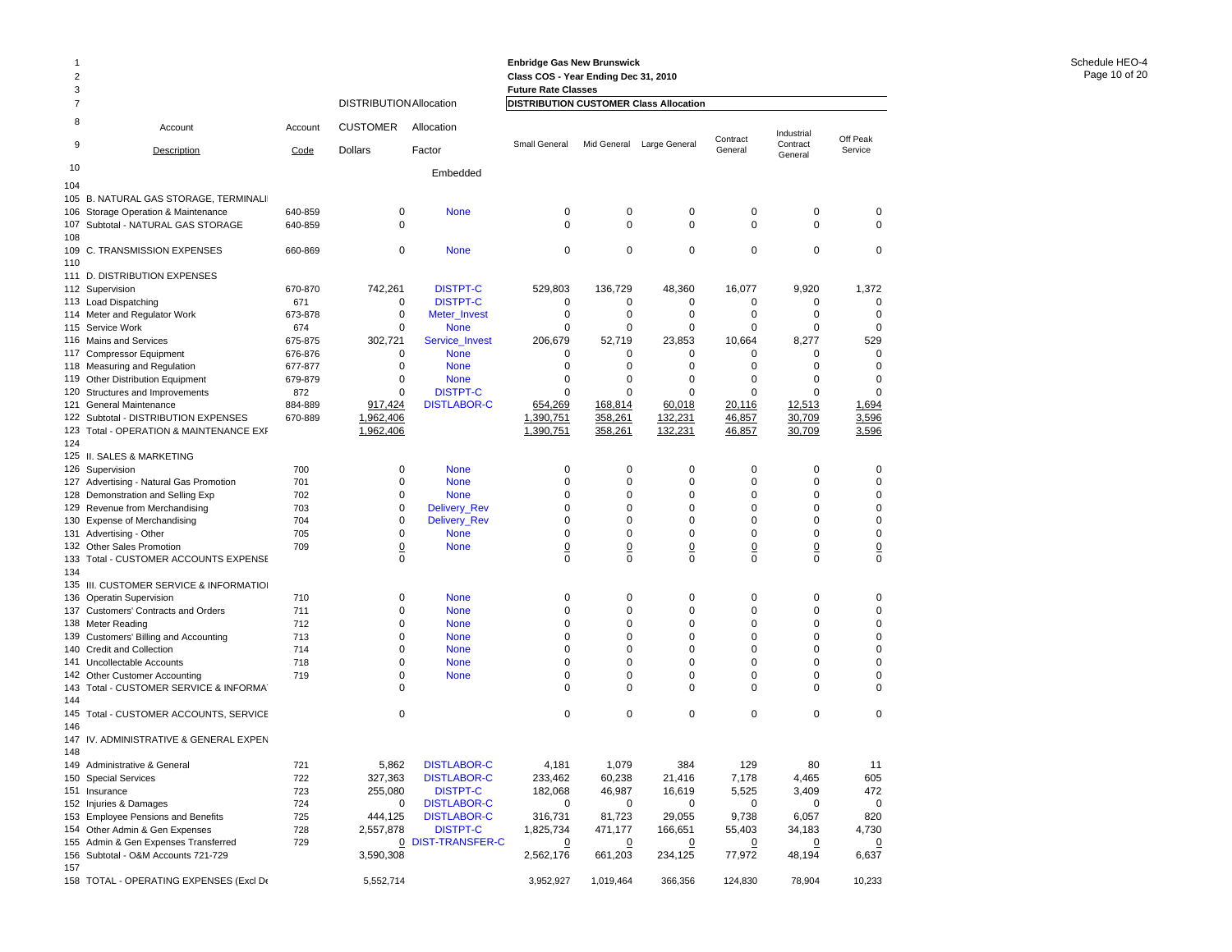Enbridge Gas New Brunswick
Class COS - Year Ending Dec 31, 2010
Future Rate Classes

Schedule HEO-4

| Line | Account Description | Account Code | DISTRIBUTION CUSTOMER Dollars | Allocation Factor | Small General | Mid General | Large General | Contract General | Industrial Contract General | Off Peak Service |
|---|---|---|---|---|---|---|---|---|---|---|
| 10 | | | | Embedded | | | | | | |
| 104 | | | | | | | | | | |
| 105 | B. NATURAL GAS STORAGE, TERMINALI | | | | | | | | | |
| 106 | Storage Operation & Maintenance | 640-859 | 0 | None | 0 | 0 | 0 | 0 | 0 | 0 |
| 107 | Subtotal - NATURAL GAS STORAGE | 640-859 | 0 | | 0 | 0 | 0 | 0 | 0 | 0 |
| 108 | | | | | | | | | | |
| 109 | C. TRANSMISSION EXPENSES | 660-869 | 0 | None | 0 | 0 | 0 | 0 | 0 | 0 |
| 110 | | | | | | | | | | |
| 111 | D. DISTRIBUTION EXPENSES | | | | | | | | | |
| 112 | Supervision | 670-870 | 742,261 | DISTPT-C | 529,803 | 136,729 | 48,360 | 16,077 | 9,920 | 1,372 |
| 113 | Load Dispatching | 671 | 0 | DISTPT-C | 0 | 0 | 0 | 0 | 0 | 0 |
| 114 | Meter and Regulator Work | 673-878 | 0 | Meter_Invest | 0 | 0 | 0 | 0 | 0 | 0 |
| 115 | Service Work | 674 | 0 | None | 0 | 0 | 0 | 0 | 0 | 0 |
| 116 | Mains and Services | 675-875 | 302,721 | Service_Invest | 206,679 | 52,719 | 23,853 | 10,664 | 8,277 | 529 |
| 117 | Compressor Equipment | 676-876 | 0 | None | 0 | 0 | 0 | 0 | 0 | 0 |
| 118 | Measuring and Regulation | 677-877 | 0 | None | 0 | 0 | 0 | 0 | 0 | 0 |
| 119 | Other Distribution Equipment | 679-879 | 0 | None | 0 | 0 | 0 | 0 | 0 | 0 |
| 120 | Structures and Improvements | 872 | 0 | DISTPT-C | 0 | 0 | 0 | 0 | 0 | 0 |
| 121 | General Maintenance | 884-889 | 917,424 | DISTLABOR-C | 654,269 | 168,814 | 60,018 | 20,116 | 12,513 | 1,694 |
| 122 | Subtotal - DISTRIBUTION EXPENSES | 670-889 | 1,962,406 | | 1,390,751 | 358,261 | 132,231 | 46,857 | 30,709 | 3,596 |
| 123 | Total - OPERATION & MAINTENANCE EXF | | 1,962,406 | | 1,390,751 | 358,261 | 132,231 | 46,857 | 30,709 | 3,596 |
| 124 | | | | | | | | | | |
| 125 | II. SALES & MARKETING | | | | | | | | | |
| 126 | Supervision | 700 | 0 | None | 0 | 0 | 0 | 0 | 0 | 0 |
| 127 | Advertising - Natural Gas Promotion | 701 | 0 | None | 0 | 0 | 0 | 0 | 0 | 0 |
| 128 | Demonstration and Selling Exp | 702 | 0 | None | 0 | 0 | 0 | 0 | 0 | 0 |
| 129 | Revenue from Merchandising | 703 | 0 | Delivery_Rev | 0 | 0 | 0 | 0 | 0 | 0 |
| 130 | Expense of Merchandising | 704 | 0 | Delivery_Rev | 0 | 0 | 0 | 0 | 0 | 0 |
| 131 | Advertising - Other | 705 | 0 | None | 0 | 0 | 0 | 0 | 0 | 0 |
| 132 | Other Sales Promotion | 709 | 0 | None | 0 | 0 | 0 | 0 | 0 | 0 |
| 133 | Total - CUSTOMER ACCOUNTS EXPENSE | | 0 | | 0 | 0 | 0 | 0 | 0 | 0 |
| 134 | | | | | | | | | | |
| 135 | III. CUSTOMER SERVICE & INFORMATIO | | | | | | | | | |
| 136 | Operatin Supervision | 710 | 0 | None | 0 | 0 | 0 | 0 | 0 | 0 |
| 137 | Customers' Contracts and Orders | 711 | 0 | None | 0 | 0 | 0 | 0 | 0 | 0 |
| 138 | Meter Reading | 712 | 0 | None | 0 | 0 | 0 | 0 | 0 | 0 |
| 139 | Customers' Billing and Accounting | 713 | 0 | None | 0 | 0 | 0 | 0 | 0 | 0 |
| 140 | Credit and Collection | 714 | 0 | None | 0 | 0 | 0 | 0 | 0 | 0 |
| 141 | Uncollectable Accounts | 718 | 0 | None | 0 | 0 | 0 | 0 | 0 | 0 |
| 142 | Other Customer Accounting | 719 | 0 | None | 0 | 0 | 0 | 0 | 0 | 0 |
| 143 | Total - CUSTOMER SERVICE & INFORMA | | 0 | | 0 | 0 | 0 | 0 | 0 | 0 |
| 144 | | | | | | | | | | |
| 145 | Total - CUSTOMER ACCOUNTS, SERVICE | | 0 | | 0 | 0 | 0 | 0 | 0 | 0 |
| 146 | | | | | | | | | | |
| 147 | IV. ADMINISTRATIVE & GENERAL EXPEN | | | | | | | | | |
| 148 | | | | | | | | | | |
| 149 | Administrative & General | 721 | 5,862 | DISTLABOR-C | 4,181 | 1,079 | 384 | 129 | 80 | 11 |
| 150 | Special Services | 722 | 327,363 | DISTLABOR-C | 233,462 | 60,238 | 21,416 | 7,178 | 4,465 | 605 |
| 151 | Insurance | 723 | 255,080 | DISTPT-C | 182,068 | 46,987 | 16,619 | 5,525 | 3,409 | 472 |
| 152 | Injuries & Damages | 724 | 0 | DISTLABOR-C | 0 | 0 | 0 | 0 | 0 | 0 |
| 153 | Employee Pensions and Benefits | 725 | 444,125 | DISTLABOR-C | 316,731 | 81,723 | 29,055 | 9,738 | 6,057 | 820 |
| 154 | Other Admin & Gen Expenses | 728 | 2,557,878 | DISTPT-C | 1,825,734 | 471,177 | 166,651 | 55,403 | 34,183 | 4,730 |
| 155 | Admin & Gen Expenses Transferred | 729 | 0 | DIST-TRANSFER-C | 0 | 0 | 0 | 0 | 0 | 0 |
| 156 | Subtotal - O&M Accounts 721-729 | | 3,590,308 | | 2,562,176 | 661,203 | 234,125 | 77,972 | 48,194 | 6,637 |
| 157 | | | | | | | | | | |
| 158 | TOTAL - OPERATING EXPENSES (Excl De | | 5,552,714 | | 3,952,927 | 1,019,464 | 366,356 | 124,830 | 78,904 | 10,233 |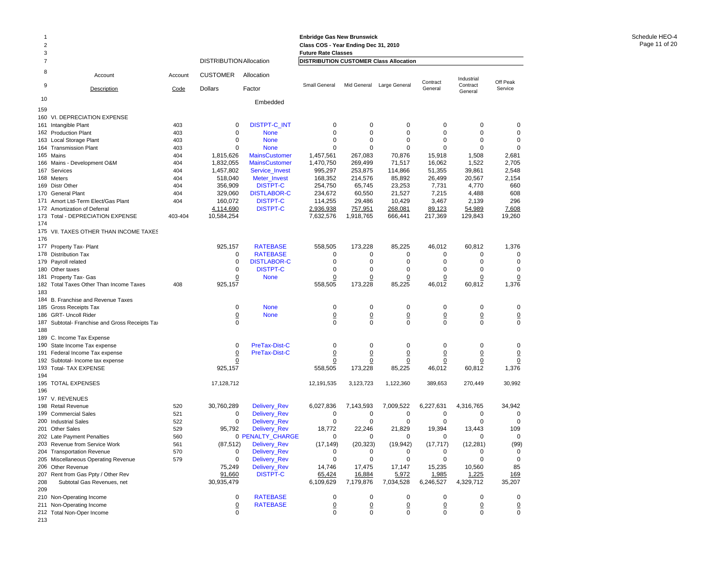Enbridge Gas New Brunswick
Class COS - Year Ending Dec 31, 2010
Future Rate Classes

| | Account | Account | DISTRIBUTION CUSTOMER | Allocation | DISTRIBUTION CUSTOMER Class Allocation | | | | | |
|---|---|---|---|---|---|---|---|---|---|---|
| | Description | Code | Dollars | Factor | Small General | Mid General | Large General | Contract General | Industrial Contract General | Off Peak Service |
| | | | | Embedded | | | | | | |
| 159 | | | | | | | | | | |
| 160 | VI. DEPRECIATION EXPENSE | | | | | | | | | |
| 161 | Intangible Plant | 403 | 0 | DISTPT-C_INT | 0 | 0 | 0 | 0 | 0 | 0 |
| 162 | Production Plant | 403 | 0 | None | 0 | 0 | 0 | 0 | 0 | 0 |
| 163 | Local Storage Plant | 403 | 0 | None | 0 | 0 | 0 | 0 | 0 | 0 |
| 164 | Transmission Plant | 403 | 0 | None | 0 | 0 | 0 | 0 | 0 | 0 |
| 165 | Mains | 404 | 1,815,626 | MainsCustomer | 1,457,561 | 267,083 | 70,876 | 15,918 | 1,508 | 2,681 |
| 166 | Mains - Development O&M | 404 | 1,832,055 | MainsCustomer | 1,470,750 | 269,499 | 71,517 | 16,062 | 1,522 | 2,705 |
| 167 | Services | 404 | 1,457,802 | Service_Invest | 995,297 | 253,875 | 114,866 | 51,355 | 39,861 | 2,548 |
| 168 | Meters | 404 | 518,040 | Meter_Invest | 168,352 | 214,576 | 85,892 | 26,499 | 20,567 | 2,154 |
| 169 | Distr Other | 404 | 356,909 | DISTPT-C | 254,750 | 65,745 | 23,253 | 7,731 | 4,770 | 660 |
| 170 | General Plant | 404 | 329,060 | DISTLABOR-C | 234,672 | 60,550 | 21,527 | 7,215 | 4,488 | 608 |
| 171 | Amort Ltd-Term Elect/Gas Plant | 404 | 160,072 | DISTPT-C | 114,255 | 29,486 | 10,429 | 3,467 | 2,139 | 296 |
| 172 | Amortization of Deferral | | 4,114,690 | DISTPT-C | 2,936,938 | 757,951 | 268,081 | 89,123 | 54,989 | 7,608 |
| 173 | Total - DEPRECIATION EXPENSE | 403-404 | 10,584,254 | | 7,632,576 | 1,918,765 | 666,441 | 217,369 | 129,843 | 19,260 |
| 174 | | | | | | | | | | |
| 175 | VII. TAXES OTHER THAN INCOME TAXES | | | | | | | | | |
| 176 | | | | | | | | | | |
| 177 | Property Tax- Plant | | 925,157 | RATEBASE | 558,505 | 173,228 | 85,225 | 46,012 | 60,812 | 1,376 |
| 178 | Distribution Tax | | 0 | RATEBASE | 0 | 0 | 0 | 0 | 0 | 0 |
| 179 | Payroll related | | 0 | DISTLABOR-C | 0 | 0 | 0 | 0 | 0 | 0 |
| 180 | Other taxes | | 0 | DISTPT-C | 0 | 0 | 0 | 0 | 0 | 0 |
| 181 | Property Tax- Gas | | 0 | None | 0 | 0 | 0 | 0 | 0 | 0 |
| 182 | Total Taxes Other Than Income Taxes | 408 | 925,157 | | 558,505 | 173,228 | 85,225 | 46,012 | 60,812 | 1,376 |
| 183 | | | | | | | | | | |
| 184 | B. Franchise and Revenue Taxes | | | | | | | | | |
| 185 | Gross Receipts Tax | | 0 | None | 0 | 0 | 0 | 0 | 0 | 0 |
| 186 | GRT- Uncoll Rider | | 0 | None | 0 | 0 | 0 | 0 | 0 | 0 |
| 187 | Subtotal- Franchise and Gross Receipts Tax | | 0 | | 0 | 0 | 0 | 0 | 0 | 0 |
| 188 | | | | | | | | | | |
| 189 | C. Income Tax Expense | | | | | | | | | |
| 190 | State Income Tax expense | | 0 | PreTax-Dist-C | 0 | 0 | 0 | 0 | 0 | 0 |
| 191 | Federal Income Tax expense | | 0 | PreTax-Dist-C | 0 | 0 | 0 | 0 | 0 | 0 |
| 192 | Subtotal- Income tax expense | | 0 | | 0 | 0 | 0 | 0 | 0 | 0 |
| 193 | Total- TAX EXPENSE | | 925,157 | | 558,505 | 173,228 | 85,225 | 46,012 | 60,812 | 1,376 |
| 194 | | | | | | | | | | |
| 195 | TOTAL EXPENSES | | 17,128,712 | | 12,191,535 | 3,123,723 | 1,122,360 | 389,653 | 270,449 | 30,992 |
| 196 | | | | | | | | | | |
| 197 | V. REVENUES | | | | | | | | | |
| 198 | Retail Revenue | 520 | 30,760,289 | Delivery_Rev | 6,027,836 | 7,143,593 | 7,009,522 | 6,227,631 | 4,316,765 | 34,942 |
| 199 | Commercial Sales | 521 | 0 | Delivery_Rev | 0 | 0 | 0 | 0 | 0 | 0 |
| 200 | Industrial Sales | 522 | 0 | Delivery_Rev | 0 | 0 | 0 | 0 | 0 | 0 |
| 201 | Other Sales | 529 | 95,792 | Delivery_Rev | 18,772 | 22,246 | 21,829 | 19,394 | 13,443 | 109 |
| 202 | Late Payment Penalties | 560 | 0 | PENALTY_CHARGE | 0 | 0 | 0 | 0 | 0 | 0 |
| 203 | Revenue from Service Work | 561 | (87,512) | Delivery_Rev | (17,149) | (20,323) | (19,942) | (17,717) | (12,281) | (99) |
| 204 | Transportation Revenue | 570 | 0 | Delivery_Rev | 0 | 0 | 0 | 0 | 0 | 0 |
| 205 | Miscellaneous Operating Revenue | 579 | 0 | Delivery_Rev | 0 | 0 | 0 | 0 | 0 | 0 |
| 206 | Other Revenue | | 75,249 | Delivery_Rev | 14,746 | 17,475 | 17,147 | 15,235 | 10,560 | 85 |
| 207 | Rent from Gas Ppty / Other Rev | | 91,660 | DISTPT-C | 65,424 | 16,884 | 5,972 | 1,985 | 1,225 | 169 |
| 208 | Subtotal Gas Revenues, net | | 30,935,479 | | 6,109,629 | 7,179,876 | 7,034,528 | 6,246,527 | 4,329,712 | 35,207 |
| 209 | | | | | | | | | | |
| 210 | Non-Operating Income | | 0 | RATEBASE | 0 | 0 | 0 | 0 | 0 | 0 |
| 211 | Non-Operating Income | | 0 | RATEBASE | 0 | 0 | 0 | 0 | 0 | 0 |
| 212 | Total Non-Oper Income | | 0 | | 0 | 0 | 0 | 0 | 0 | 0 |
| 213 | | | | | | | | | | |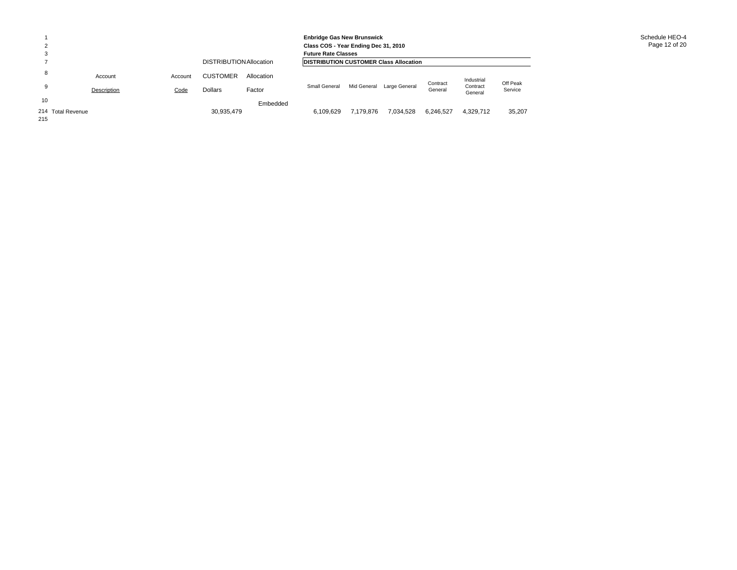**Enbridge Gas New Brunswick**
**Class COS - Year Ending Dec 31, 2010**
**Future Rate Classes**

Schedule HEO-4

| | Account Description | Account Code | DISTRIBUTION CUSTOMER Dollars | Allocation Factor | Small General | Mid General | Large General | Contract General | Industrial Contract General | Off Peak Service |
|---|---|---|---|---|---|---|---|---|---|---|
| 7 | | | | | **DISTRIBUTION CUSTOMER Class Allocation** | | | | | |
| 10 | | | | Embedded | | | | | | |
| 214 | Total Revenue | | 30,935,479 | | 6,109,629 | 7,179,876 | 7,034,528 | 6,246,527 | 4,329,712 | 35,207 |
| 215 | | | | | | | | | | |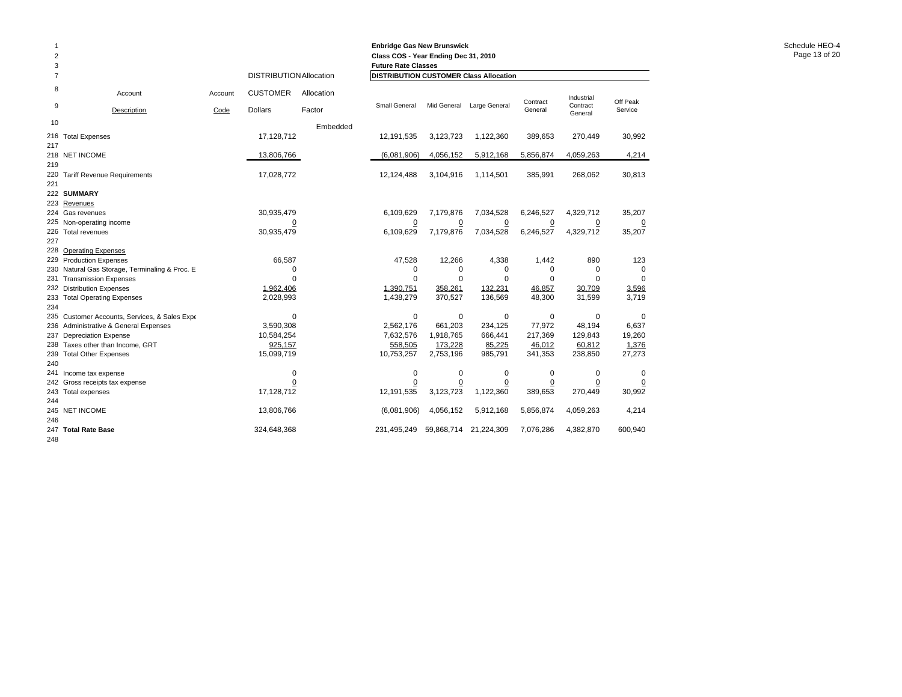**Enbridge Gas New Brunswick**
**Class COS - Year Ending Dec 31, 2010**
**Future Rate Classes**

| Line | Account Description | Account Code | DISTRIBUTION CUSTOMER Dollars | Allocation Factor | Small General | Mid General | Large General | Contract General | Industrial Contract General | Off Peak Service |
|---|---|---|---|---|---|---|---|---|---|---|
| 10 | | | | Embedded | | | | | | |
| 216 | Total Expenses | | 17,128,712 | | 12,191,535 | 3,123,723 | 1,122,360 | 389,653 | 270,449 | 30,992 |
| 217 | | | | | | | | | | |
| 218 | NET INCOME | | 13,806,766 | | (6,081,906) | 4,056,152 | 5,912,168 | 5,856,874 | 4,059,263 | 4,214 |
| 219 | | | | | | | | | | |
| 220 | Tariff Revenue Requirements | | 17,028,772 | | 12,124,488 | 3,104,916 | 1,114,501 | 385,991 | 268,062 | 30,813 |
| 221 | | | | | | | | | | |
| 222 | **SUMMARY** | | | | | | | | | |
| 223 | Revenues | | | | | | | | | |
| 224 | Gas revenues | | 30,935,479 | | 6,109,629 | 7,179,876 | 7,034,528 | 6,246,527 | 4,329,712 | 35,207 |
| 225 | Non-operating income | | 0 | | 0 | 0 | 0 | 0 | 0 | 0 |
| 226 | Total revenues | | 30,935,479 | | 6,109,629 | 7,179,876 | 7,034,528 | 6,246,527 | 4,329,712 | 35,207 |
| 227 | | | | | | | | | | |
| 228 | Operating Expenses | | | | | | | | | |
| 229 | Production Expenses | | 66,587 | | 47,528 | 12,266 | 4,338 | 1,442 | 890 | 123 |
| 230 | Natural Gas Storage, Terminaling & Proc. E | | 0 | | 0 | 0 | 0 | 0 | 0 | 0 |
| 231 | Transmission Expenses | | 0 | | 0 | 0 | 0 | 0 | 0 | 0 |
| 232 | Distribution Expenses | | 1,962,406 | | 1,390,751 | 358,261 | 132,231 | 46,857 | 30,709 | 3,596 |
| 233 | Total Operating Expenses | | 2,028,993 | | 1,438,279 | 370,527 | 136,569 | 48,300 | 31,599 | 3,719 |
| 234 | | | | | | | | | | |
| 235 | Customer Accounts, Services, & Sales Expe | | 0 | | 0 | 0 | 0 | 0 | 0 | 0 |
| 236 | Administrative & General Expenses | | 3,590,308 | | 2,562,176 | 661,203 | 234,125 | 77,972 | 48,194 | 6,637 |
| 237 | Depreciation Expense | | 10,584,254 | | 7,632,576 | 1,918,765 | 666,441 | 217,369 | 129,843 | 19,260 |
| 238 | Taxes other than Income, GRT | | 925,157 | | 558,505 | 173,228 | 85,225 | 46,012 | 60,812 | 1,376 |
| 239 | Total Other Expenses | | 15,099,719 | | 10,753,257 | 2,753,196 | 985,791 | 341,353 | 238,850 | 27,273 |
| 240 | | | | | | | | | | |
| 241 | Income tax expense | | 0 | | 0 | 0 | 0 | 0 | 0 | 0 |
| 242 | Gross receipts tax expense | | 0 | | 0 | 0 | 0 | 0 | 0 | 0 |
| 243 | Total expenses | | 17,128,712 | | 12,191,535 | 3,123,723 | 1,122,360 | 389,653 | 270,449 | 30,992 |
| 244 | | | | | | | | | | |
| 245 | NET INCOME | | 13,806,766 | | (6,081,906) | 4,056,152 | 5,912,168 | 5,856,874 | 4,059,263 | 4,214 |
| 246 | | | | | | | | | | |
| 247 | **Total Rate Base** | | 324,648,368 | | 231,495,249 | 59,868,714 | 21,224,309 | 7,076,286 | 4,382,870 | 600,940 |
| 248 | | | | | | | | | | |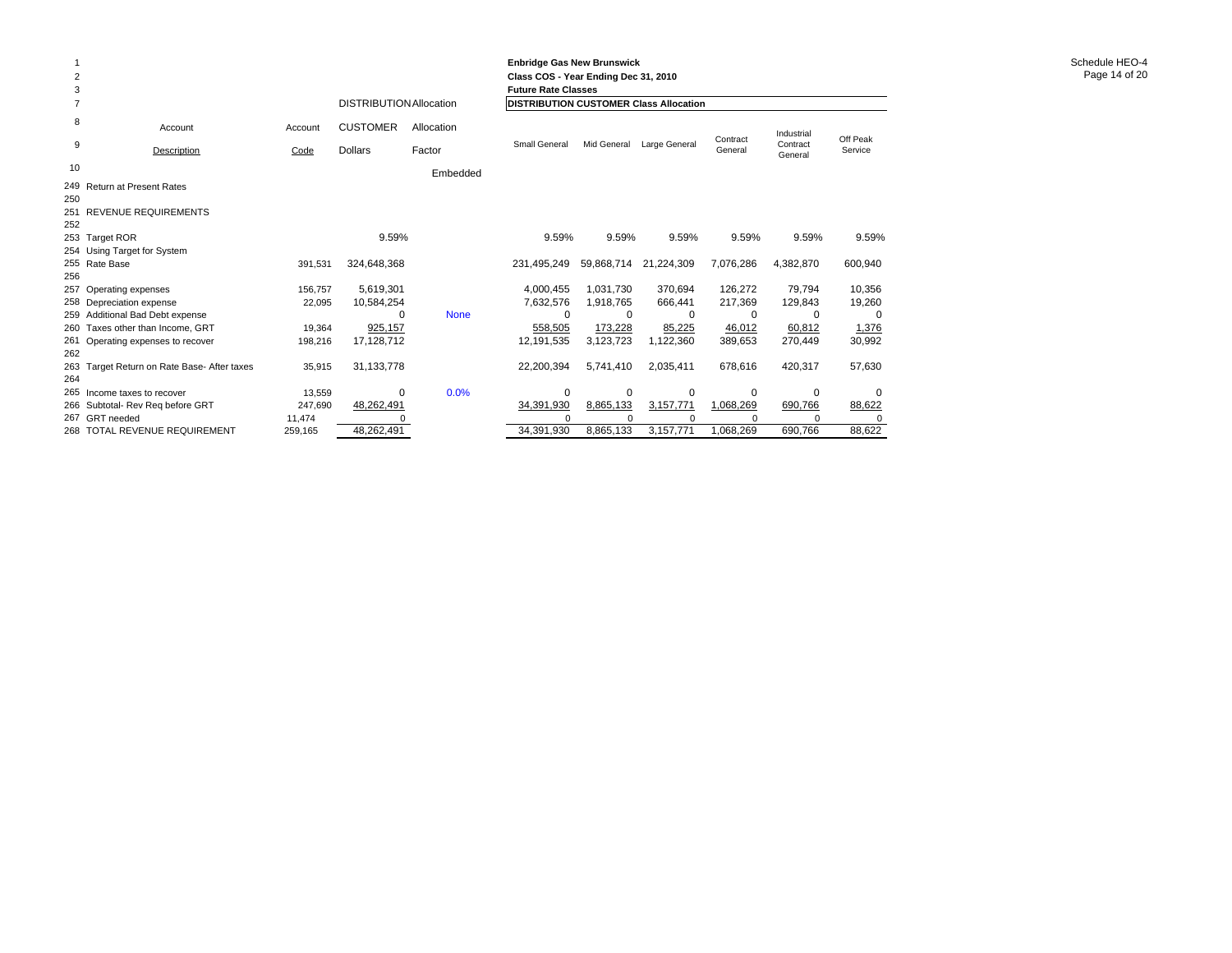**Enbridge Gas New Brunswick**
**Class COS - Year Ending Dec 31, 2010**
**Future Rate Classes**

| Line | Account Description | Account Code | DISTRIBUTION CUSTOMER Dollars | Allocation Factor | Small General | Mid General | Large General | Contract General | Industrial Contract General | Off Peak Service |
|---|---|---|---|---|---|---|---|---|---|---|
| 7 | | | DISTRIBUTION Allocation | | DISTRIBUTION CUSTOMER Class Allocation | | | | | |
| 10 | | | | Embedded | | | | | | |
| 249 | Return at Present Rates | | | | | | | | | |
| 250 | | | | | | | | | | |
| 251 | REVENUE REQUIREMENTS | | | | | | | | | |
| 252 | | | | | | | | | | |
| 253 | Target ROR | | 9.59% | | 9.59% | 9.59% | 9.59% | 9.59% | 9.59% | 9.59% |
| 254 | Using Target for System | | | | | | | | | |
| 255 | Rate Base | 391,531 | 324,648,368 | | 231,495,249 | 59,868,714 | 21,224,309 | 7,076,286 | 4,382,870 | 600,940 |
| 256 | | | | | | | | | | |
| 257 | Operating expenses | 156,757 | 5,619,301 | | 4,000,455 | 1,031,730 | 370,694 | 126,272 | 79,794 | 10,356 |
| 258 | Depreciation expense | 22,095 | 10,584,254 | | 7,632,576 | 1,918,765 | 666,441 | 217,369 | 129,843 | 19,260 |
| 259 | Additional Bad Debt expense | | 0 | None | 0 | 0 | 0 | 0 | 0 | 0 |
| 260 | Taxes other than Income, GRT | 19,364 | 925,157 | | 558,505 | 173,228 | 85,225 | 46,012 | 60,812 | 1,376 |
| 261 | Operating expenses to recover | 198,216 | 17,128,712 | | 12,191,535 | 3,123,723 | 1,122,360 | 389,653 | 270,449 | 30,992 |
| 262 | | | | | | | | | | |
| 263 | Target Return on Rate Base- After taxes | 35,915 | 31,133,778 | | 22,200,394 | 5,741,410 | 2,035,411 | 678,616 | 420,317 | 57,630 |
| 264 | | | | | | | | | | |
| 265 | Income taxes to recover | 13,559 | 0 | 0.0% | 0 | 0 | 0 | 0 | 0 | 0 |
| 266 | Subtotal- Rev Req before GRT | 247,690 | 48,262,491 | | 34,391,930 | 8,865,133 | 3,157,771 | 1,068,269 | 690,766 | 88,622 |
| 267 | GRT needed | 11,474 | 0 | | 0 | 0 | 0 | 0 | 0 | 0 |
| 268 | TOTAL REVENUE REQUIREMENT | 259,165 | 48,262,491 | | 34,391,930 | 8,865,133 | 3,157,771 | 1,068,269 | 690,766 | 88,622 |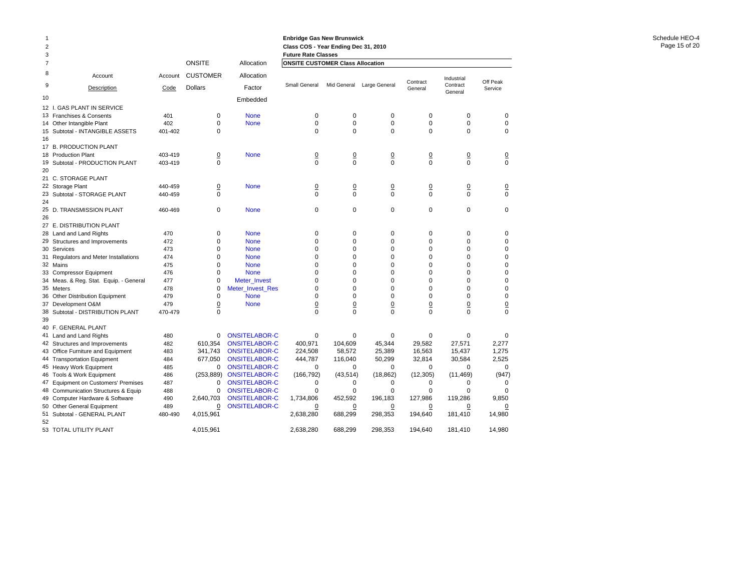**Enbridge Gas New Brunswick**
**Class COS - Year Ending Dec 31, 2010**
**Future Rate Classes**

Schedule HEO-4

| Line | Account Description | Account Code | ONSITE CUSTOMER Dollars | Allocation Factor Embedded | Small General | Mid General | Large General | Contract General | Industrial Contract General | Off Peak Service |
|---|---|---|---|---|---|---|---|---|---|---|
| | | | | | **ONSITE CUSTOMER Class Allocation** | | | | | |
| 12 | I. GAS PLANT IN SERVICE | | | | | | | | | |
| 13 | Franchises & Consents | 401 | 0 | None | 0 | 0 | 0 | 0 | 0 | 0 |
| 14 | Other Intangible Plant | 402 | 0 | None | 0 | 0 | 0 | 0 | 0 | 0 |
| 15 | Subtotal - INTANGIBLE ASSETS | 401-402 | 0 | | 0 | 0 | 0 | 0 | 0 | 0 |
| 16 | | | | | | | | | | |
| 17 | B. PRODUCTION PLANT | | | | | | | | | |
| 18 | Production Plant | 403-419 | 0 | None | 0 | 0 | 0 | 0 | 0 | 0 |
| 19 | Subtotal - PRODUCTION PLANT | 403-419 | 0 | | 0 | 0 | 0 | 0 | 0 | 0 |
| 20 | | | | | | | | | | |
| 21 | C. STORAGE PLANT | | | | | | | | | |
| 22 | Storage Plant | 440-459 | 0 | None | 0 | 0 | 0 | 0 | 0 | 0 |
| 23 | Subtotal - STORAGE PLANT | 440-459 | 0 | | 0 | 0 | 0 | 0 | 0 | 0 |
| 24 | | | | | | | | | | |
| 25 | D. TRANSMISSION PLANT | 460-469 | 0 | None | 0 | 0 | 0 | 0 | 0 | 0 |
| 26 | | | | | | | | | | |
| 27 | E. DISTRIBUTION PLANT | | | | | | | | | |
| 28 | Land and Land Rights | 470 | 0 | None | 0 | 0 | 0 | 0 | 0 | 0 |
| 29 | Structures and Improvements | 472 | 0 | None | 0 | 0 | 0 | 0 | 0 | 0 |
| 30 | Services | 473 | 0 | None | 0 | 0 | 0 | 0 | 0 | 0 |
| 31 | Regulators and Meter Installations | 474 | 0 | None | 0 | 0 | 0 | 0 | 0 | 0 |
| 32 | Mains | 475 | 0 | None | 0 | 0 | 0 | 0 | 0 | 0 |
| 33 | Compressor Equipment | 476 | 0 | None | 0 | 0 | 0 | 0 | 0 | 0 |
| 34 | Meas. & Reg. Stat. Equip. - General | 477 | 0 | Meter_Invest | 0 | 0 | 0 | 0 | 0 | 0 |
| 35 | Meters | 478 | 0 | Meter_Invest_Res | 0 | 0 | 0 | 0 | 0 | 0 |
| 36 | Other Distribution Equipment | 479 | 0 | None | 0 | 0 | 0 | 0 | 0 | 0 |
| 37 | Development O&M | 479 | 0 | None | 0 | 0 | 0 | 0 | 0 | 0 |
| 38 | Subtotal - DISTRIBUTION PLANT | 470-479 | 0 | | 0 | 0 | 0 | 0 | 0 | 0 |
| 39 | | | | | | | | | | |
| 40 | F. GENERAL PLANT | | | | | | | | | |
| 41 | Land and Land Rights | 480 | 0 | ONSITELABOR-C | 0 | 0 | 0 | 0 | 0 | 0 |
| 42 | Structures and Improvements | 482 | 610,354 | ONSITELABOR-C | 400,971 | 104,609 | 45,344 | 29,582 | 27,571 | 2,277 |
| 43 | Office Furniture and Equipment | 483 | 341,743 | ONSITELABOR-C | 224,508 | 58,572 | 25,389 | 16,563 | 15,437 | 1,275 |
| 44 | Transportation Equipment | 484 | 677,050 | ONSITELABOR-C | 444,787 | 116,040 | 50,299 | 32,814 | 30,584 | 2,525 |
| 45 | Heavy Work Equipment | 485 | 0 | ONSITELABOR-C | 0 | 0 | 0 | 0 | 0 | 0 |
| 46 | Tools & Work Equipment | 486 | (253,889) | ONSITELABOR-C | (166,792) | (43,514) | (18,862) | (12,305) | (11,469) | (947) |
| 47 | Equipment on Customers' Premises | 487 | 0 | ONSITELABOR-C | 0 | 0 | 0 | 0 | 0 | 0 |
| 48 | Communication Structures & Equip | 488 | 0 | ONSITELABOR-C | 0 | 0 | 0 | 0 | 0 | 0 |
| 49 | Computer Hardware & Software | 490 | 2,640,703 | ONSITELABOR-C | 1,734,806 | 452,592 | 196,183 | 127,986 | 119,286 | 9,850 |
| 50 | Other General Equipment | 489 | 0 | ONSITELABOR-C | 0 | 0 | 0 | 0 | 0 | 0 |
| 51 | Subtotal - GENERAL PLANT | 480-490 | 4,015,961 | | 2,638,280 | 688,299 | 298,353 | 194,640 | 181,410 | 14,980 |
| 52 | | | | | | | | | | |
| 53 | TOTAL UTILITY PLANT | | 4,015,961 | | 2,638,280 | 688,299 | 298,353 | 194,640 | 181,410 | 14,980 |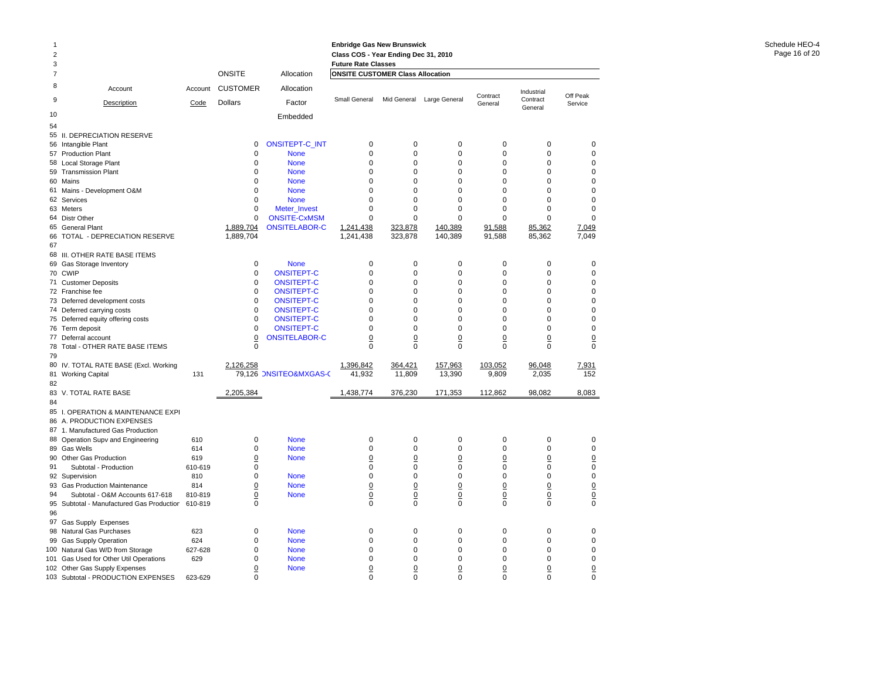**Enbridge Gas New Brunswick**
**Class COS - Year Ending Dec 31, 2010**
**Future Rate Classes**

Schedule HEO-4

| | Account Description | Account Code | ONSITE CUSTOMER Dollars | Allocation Factor Embedded | Small General | Mid General | Large General | Contract General | Industrial Contract General | Off Peak Service |
|---|---|---|---|---|---|---|---|---|---|---|
| 54 | | | | | | | | | | |
| 55 | II. DEPRECIATION RESERVE | | | | | | | | | |
| 56 | Intangible Plant | | 0 | ONSITEPT-C_INT | 0 | 0 | 0 | 0 | 0 | 0 |
| 57 | Production Plant | | 0 | None | 0 | 0 | 0 | 0 | 0 | 0 |
| 58 | Local Storage Plant | | 0 | None | 0 | 0 | 0 | 0 | 0 | 0 |
| 59 | Transmission Plant | | 0 | None | 0 | 0 | 0 | 0 | 0 | 0 |
| 60 | Mains | | 0 | None | 0 | 0 | 0 | 0 | 0 | 0 |
| 61 | Mains - Development O&M | | 0 | None | 0 | 0 | 0 | 0 | 0 | 0 |
| 62 | Services | | 0 | None | 0 | 0 | 0 | 0 | 0 | 0 |
| 63 | Meters | | 0 | Meter_Invest | 0 | 0 | 0 | 0 | 0 | 0 |
| 64 | Distr Other | | 0 | ONSITE-CxMSM | 0 | 0 | 0 | 0 | 0 | 0 |
| 65 | General Plant | | 1,889,704 | ONSITELABOR-C | 1,241,438 | 323,878 | 140,389 | 91,588 | 85,362 | 7,049 |
| 66 | TOTAL - DEPRECIATION RESERVE | | 1,889,704 | | 1,241,438 | 323,878 | 140,389 | 91,588 | 85,362 | 7,049 |
| 67 | | | | | | | | | | |
| 68 | III. OTHER RATE BASE ITEMS | | | | | | | | | |
| 69 | Gas Storage Inventory | | 0 | None | 0 | 0 | 0 | 0 | 0 | 0 |
| 70 | CWIP | | 0 | ONSITEPT-C | 0 | 0 | 0 | 0 | 0 | 0 |
| 71 | Customer Deposits | | 0 | ONSITEPT-C | 0 | 0 | 0 | 0 | 0 | 0 |
| 72 | Franchise fee | | 0 | ONSITEPT-C | 0 | 0 | 0 | 0 | 0 | 0 |
| 73 | Deferred development costs | | 0 | ONSITEPT-C | 0 | 0 | 0 | 0 | 0 | 0 |
| 74 | Deferred carrying costs | | 0 | ONSITEPT-C | 0 | 0 | 0 | 0 | 0 | 0 |
| 75 | Deferred equity offering costs | | 0 | ONSITEPT-C | 0 | 0 | 0 | 0 | 0 | 0 |
| 76 | Term deposit | | 0 | ONSITEPT-C | 0 | 0 | 0 | 0 | 0 | 0 |
| 77 | Deferral account | | 0 | ONSITELABOR-C | 0 | 0 | 0 | 0 | 0 | 0 |
| 78 | Total - OTHER RATE BASE ITEMS | | 0 | | 0 | 0 | 0 | 0 | 0 | 0 |
| 79 | | | | | | | | | | |
| 80 | IV. TOTAL RATE BASE (Excl. Working | | 2,126,258 | | 1,396,842 | 364,421 | 157,963 | 103,052 | 96,048 | 7,931 |
| 81 | Working Capital | 131 | 79,126 | ONSITEO&MXGAS-C | 41,932 | 11,809 | 13,390 | 9,809 | 2,035 | 152 |
| 82 | | | | | | | | | | |
| 83 | V. TOTAL RATE BASE | | 2,205,384 | | 1,438,774 | 376,230 | 171,353 | 112,862 | 98,082 | 8,083 |
| 84 | | | | | | | | | | |
| 85 | I. OPERATION & MAINTENANCE EXPI | | | | | | | | | |
| 86 | A. PRODUCTION EXPENSES | | | | | | | | | |
| 87 | 1. Manufactured Gas Production | | | | | | | | | |
| 88 | Operation Supv and Engineering | 610 | 0 | None | 0 | 0 | 0 | 0 | 0 | 0 |
| 89 | Gas Wells | 614 | 0 | None | 0 | 0 | 0 | 0 | 0 | 0 |
| 90 | Other Gas Production | 619 | 0 | None | 0 | 0 | 0 | 0 | 0 | 0 |
| 91 | Subtotal - Production | 610-619 | 0 | | 0 | 0 | 0 | 0 | 0 | 0 |
| 92 | Supervision | 810 | 0 | None | 0 | 0 | 0 | 0 | 0 | 0 |
| 93 | Gas Production Maintenance | 814 | 0 | None | 0 | 0 | 0 | 0 | 0 | 0 |
| 94 | Subtotal - O&M Accounts 617-618 | 810-819 | 0 | None | 0 | 0 | 0 | 0 | 0 | 0 |
| 95 | Subtotal - Manufactured Gas Productior | 610-819 | 0 | | 0 | 0 | 0 | 0 | 0 | 0 |
| 96 | | | | | | | | | | |
| 97 | Gas Supply Expenses | | | | | | | | | |
| 98 | Natural Gas Purchases | 623 | 0 | None | 0 | 0 | 0 | 0 | 0 | 0 |
| 99 | Gas Supply Operation | 624 | 0 | None | 0 | 0 | 0 | 0 | 0 | 0 |
| 100 | Natural Gas W/D from Storage | 627-628 | 0 | None | 0 | 0 | 0 | 0 | 0 | 0 |
| 101 | Gas Used for Other Util Operations | 629 | 0 | None | 0 | 0 | 0 | 0 | 0 | 0 |
| 102 | Other Gas Supply Expenses | | 0 | None | 0 | 0 | 0 | 0 | 0 | 0 |
| 103 | Subtotal - PRODUCTION EXPENSES | 623-629 | 0 | | 0 | 0 | 0 | 0 | 0 | 0 |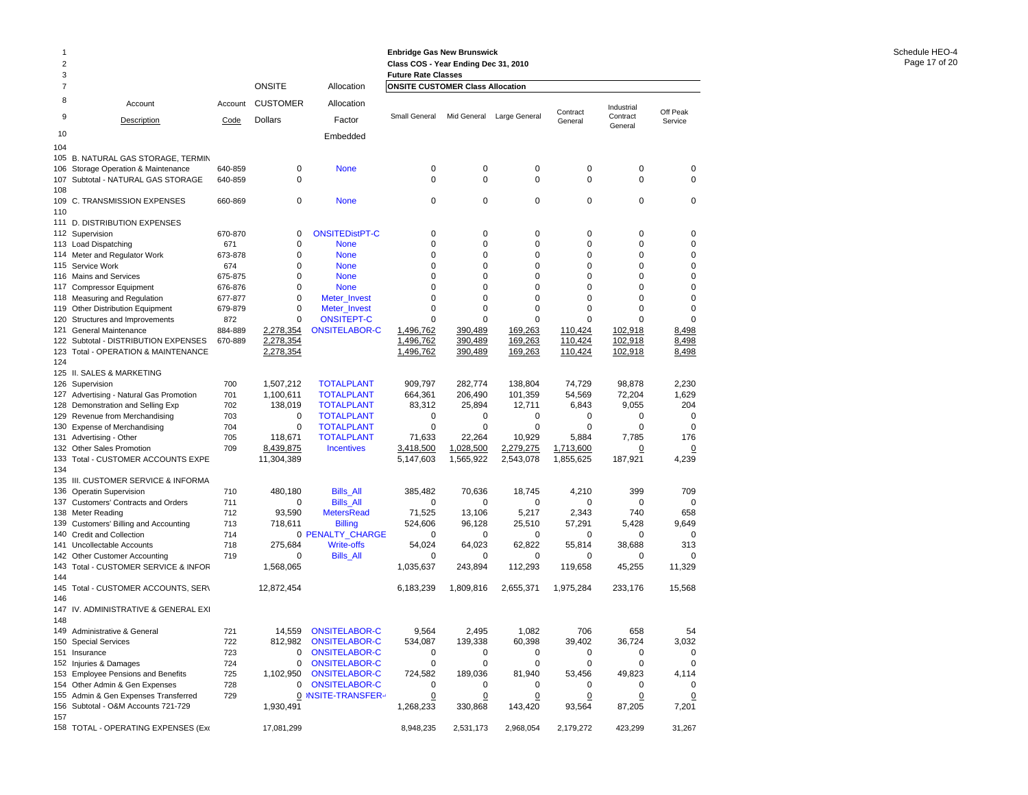**Enbridge Gas New Brunswick**
**Class COS - Year Ending Dec 31, 2010**
**Future Rate Classes**

Schedule HEO-4

| Line | Account Description | Account Code | ONSITE CUSTOMER Dollars | Allocation Factor Embedded | Small General | Mid General | Large General | Contract General | Industrial Contract General | Off Peak Service |
|---|---|---|---|---|---|---|---|---|---|---|
| | | | | | **ONSITE CUSTOMER Class Allocation** | | | | | |
| 104 | | | | | | | | | | |
| 105 | B. NATURAL GAS STORAGE, TERMIN | | | | | | | | | |
| 106 | Storage Operation & Maintenance | 640-859 | 0 | None | 0 | 0 | 0 | 0 | 0 | 0 |
| 107 | Subtotal - NATURAL GAS STORAGE | 640-859 | 0 | | 0 | 0 | 0 | 0 | 0 | 0 |
| 108 | | | | | | | | | | |
| 109 | C. TRANSMISSION EXPENSES | 660-869 | 0 | None | 0 | 0 | 0 | 0 | 0 | 0 |
| 110 | | | | | | | | | | |
| 111 | D. DISTRIBUTION EXPENSES | | | | | | | | | |
| 112 | Supervision | 670-870 | 0 | ONSITEDistPT-C | 0 | 0 | 0 | 0 | 0 | 0 |
| 113 | Load Dispatching | 671 | 0 | None | 0 | 0 | 0 | 0 | 0 | 0 |
| 114 | Meter and Regulator Work | 673-878 | 0 | None | 0 | 0 | 0 | 0 | 0 | 0 |
| 115 | Service Work | 674 | 0 | None | 0 | 0 | 0 | 0 | 0 | 0 |
| 116 | Mains and Services | 675-875 | 0 | None | 0 | 0 | 0 | 0 | 0 | 0 |
| 117 | Compressor Equipment | 676-876 | 0 | None | 0 | 0 | 0 | 0 | 0 | 0 |
| 118 | Measuring and Regulation | 677-877 | 0 | Meter_Invest | 0 | 0 | 0 | 0 | 0 | 0 |
| 119 | Other Distribution Equipment | 679-879 | 0 | Meter_Invest | 0 | 0 | 0 | 0 | 0 | 0 |
| 120 | Structures and Improvements | 872 | 0 | ONSITEPT-C | 0 | 0 | 0 | 0 | 0 | 0 |
| 121 | General Maintenance | 884-889 | 2,278,354 | ONSITELABOR-C | 1,496,762 | 390,489 | 169,263 | 110,424 | 102,918 | 8,498 |
| 122 | Subtotal - DISTRIBUTION EXPENSES | 670-889 | 2,278,354 | | 1,496,762 | 390,489 | 169,263 | 110,424 | 102,918 | 8,498 |
| 123 | Total - OPERATION & MAINTENANCE | | 2,278,354 | | 1,496,762 | 390,489 | 169,263 | 110,424 | 102,918 | 8,498 |
| 124 | | | | | | | | | | |
| 125 | II. SALES & MARKETING | | | | | | | | | |
| 126 | Supervision | 700 | 1,507,212 | TOTALPLANT | 909,797 | 282,774 | 138,804 | 74,729 | 98,878 | 2,230 |
| 127 | Advertising - Natural Gas Promotion | 701 | 1,100,611 | TOTALPLANT | 664,361 | 206,490 | 101,359 | 54,569 | 72,204 | 1,629 |
| 128 | Demonstration and Selling Exp | 702 | 138,019 | TOTALPLANT | 83,312 | 25,894 | 12,711 | 6,843 | 9,055 | 204 |
| 129 | Revenue from Merchandising | 703 | 0 | TOTALPLANT | 0 | 0 | 0 | 0 | 0 | 0 |
| 130 | Expense of Merchandising | 704 | 0 | TOTALPLANT | 0 | 0 | 0 | 0 | 0 | 0 |
| 131 | Advertising - Other | 705 | 118,671 | TOTALPLANT | 71,633 | 22,264 | 10,929 | 5,884 | 7,785 | 176 |
| 132 | Other Sales Promotion | 709 | 8,439,875 | Incentives | 3,418,500 | 1,028,500 | 2,279,275 | 1,713,600 | 0 | 0 |
| 133 | Total - CUSTOMER ACCOUNTS EXPE | | 11,304,389 | | 5,147,603 | 1,565,922 | 2,543,078 | 1,855,625 | 187,921 | 4,239 |
| 134 | | | | | | | | | | |
| 135 | III. CUSTOMER SERVICE & INFORMA | | | | | | | | | |
| 136 | Operatin Supervision | 710 | 480,180 | Bills_All | 385,482 | 70,636 | 18,745 | 4,210 | 399 | 709 |
| 137 | Customers' Contracts and Orders | 711 | 0 | Bills_All | 0 | 0 | 0 | 0 | 0 | 0 |
| 138 | Meter Reading | 712 | 93,590 | MetersRead | 71,525 | 13,106 | 5,217 | 2,343 | 740 | 658 |
| 139 | Customers' Billing and Accounting | 713 | 718,611 | Billing | 524,606 | 96,128 | 25,510 | 57,291 | 5,428 | 9,649 |
| 140 | Credit and Collection | 714 | 0 | PENALTY_CHARGE | 0 | 0 | 0 | 0 | 0 | 0 |
| 141 | Uncollectable Accounts | 718 | 275,684 | Write-offs | 54,024 | 64,023 | 62,822 | 55,814 | 38,688 | 313 |
| 142 | Other Customer Accounting | 719 | 0 | Bills_All | 0 | 0 | 0 | 0 | 0 | 0 |
| 143 | Total - CUSTOMER SERVICE & INFOR | | 1,568,065 | | 1,035,637 | 243,894 | 112,293 | 119,658 | 45,255 | 11,329 |
| 144 | | | | | | | | | | |
| 145 | Total - CUSTOMER ACCOUNTS, SERV | | 12,872,454 | | 6,183,239 | 1,809,816 | 2,655,371 | 1,975,284 | 233,176 | 15,568 |
| 146 | | | | | | | | | | |
| 147 | IV. ADMINISTRATIVE & GENERAL EXI | | | | | | | | | |
| 148 | | | | | | | | | | |
| 149 | Administrative & General | 721 | 14,559 | ONSITELABOR-C | 9,564 | 2,495 | 1,082 | 706 | 658 | 54 |
| 150 | Special Services | 722 | 812,982 | ONSITELABOR-C | 534,087 | 139,338 | 60,398 | 39,402 | 36,724 | 3,032 |
| 151 | Insurance | 723 | 0 | ONSITELABOR-C | 0 | 0 | 0 | 0 | 0 | 0 |
| 152 | Injuries & Damages | 724 | 0 | ONSITELABOR-C | 0 | 0 | 0 | 0 | 0 | 0 |
| 153 | Employee Pensions and Benefits | 725 | 1,102,950 | ONSITELABOR-C | 724,582 | 189,036 | 81,940 | 53,456 | 49,823 | 4,114 |
| 154 | Other Admin & Gen Expenses | 728 | 0 | ONSITELABOR-C | 0 | 0 | 0 | 0 | 0 | 0 |
| 155 | Admin & Gen Expenses Transferred | 729 | 0 | ONSITE-TRANSFER- | 0 | 0 | 0 | 0 | 0 | 0 |
| 156 | Subtotal - O&M Accounts 721-729 | | 1,930,491 | | 1,268,233 | 330,868 | 143,420 | 93,564 | 87,205 | 7,201 |
| 157 | | | | | | | | | | |
| 158 | TOTAL - OPERATING EXPENSES (Ex | | 17,081,299 | | 8,948,235 | 2,531,173 | 2,968,054 | 2,179,272 | 423,299 | 31,267 |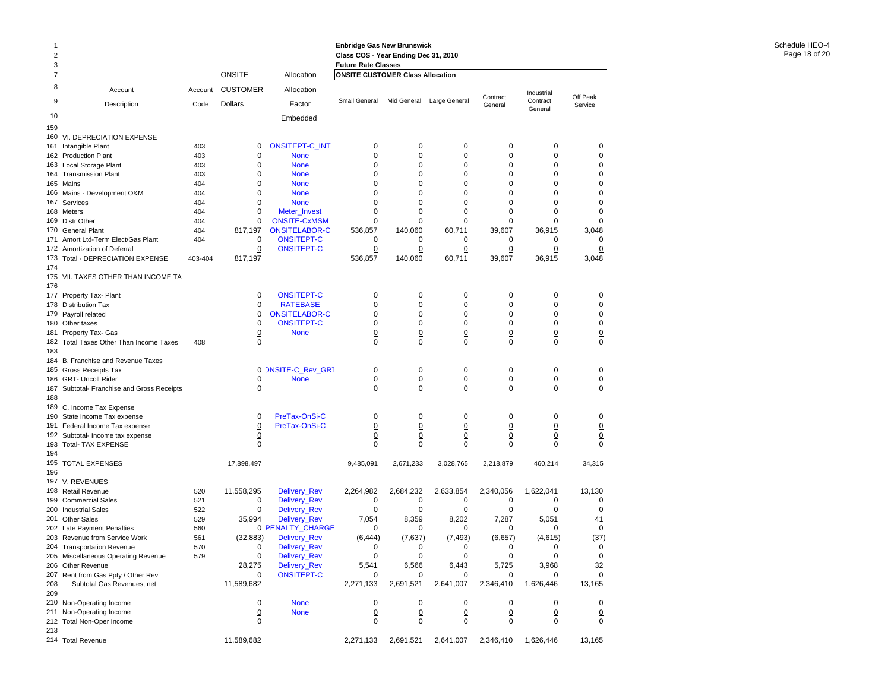Enbridge Gas New Brunswick
Class COS - Year Ending Dec 31, 2010
Future Rate Classes

Schedule HEO-4

| Line | Account Description | Account Code | ONSITE CUSTOMER Dollars | Allocation Factor Embedded | Small General | Mid General | Large General | Contract General | Industrial Contract General | Off Peak Service |
|---|---|---|---|---|---|---|---|---|---|---|
| | | | | | ONSITE CUSTOMER Class Allocation | | | | | |
| 159 | | | | | | | | | | |
| 160 | VI. DEPRECIATION EXPENSE | | | | | | | | | |
| 161 | Intangible Plant | 403 | 0 | ONSITEPT-C_INT | 0 | 0 | 0 | 0 | 0 | 0 |
| 162 | Production Plant | 403 | 0 | None | 0 | 0 | 0 | 0 | 0 | 0 |
| 163 | Local Storage Plant | 403 | 0 | None | 0 | 0 | 0 | 0 | 0 | 0 |
| 164 | Transmission Plant | 403 | 0 | None | 0 | 0 | 0 | 0 | 0 | 0 |
| 165 | Mains | 404 | 0 | None | 0 | 0 | 0 | 0 | 0 | 0 |
| 166 | Mains - Development O&M | 404 | 0 | None | 0 | 0 | 0 | 0 | 0 | 0 |
| 167 | Services | 404 | 0 | None | 0 | 0 | 0 | 0 | 0 | 0 |
| 168 | Meters | 404 | 0 | Meter_Invest | 0 | 0 | 0 | 0 | 0 | 0 |
| 169 | Distr Other | 404 | 0 | ONSITE-CxMSM | 0 | 0 | 0 | 0 | 0 | 0 |
| 170 | General Plant | 404 | 817,197 | ONSITELABOR-C | 536,857 | 140,060 | 60,711 | 39,607 | 36,915 | 3,048 |
| 171 | Amort Ltd-Term Elect/Gas Plant | 404 | 0 | ONSITEPT-C | 0 | 0 | 0 | 0 | 0 | 0 |
| 172 | Amortization of Deferral | | 0 | ONSITEPT-C | 0 | 0 | 0 | 0 | 0 | 0 |
| 173 | Total - DEPRECIATION EXPENSE | 403-404 | 817,197 | | 536,857 | 140,060 | 60,711 | 39,607 | 36,915 | 3,048 |
| 174 | | | | | | | | | | |
| 175 | VII. TAXES OTHER THAN INCOME TA | | | | | | | | | |
| 176 | | | | | | | | | | |
| 177 | Property Tax- Plant | | 0 | ONSITEPT-C | 0 | 0 | 0 | 0 | 0 | 0 |
| 178 | Distribution Tax | | 0 | RATEBASE | 0 | 0 | 0 | 0 | 0 | 0 |
| 179 | Payroll related | | 0 | ONSITELABOR-C | 0 | 0 | 0 | 0 | 0 | 0 |
| 180 | Other taxes | | 0 | ONSITEPT-C | 0 | 0 | 0 | 0 | 0 | 0 |
| 181 | Property Tax- Gas | | 0 | None | 0 | 0 | 0 | 0 | 0 | 0 |
| 182 | Total Taxes Other Than Income Taxes | 408 | 0 | | 0 | 0 | 0 | 0 | 0 | 0 |
| 183 | | | | | | | | | | |
| 184 | B. Franchise and Revenue Taxes | | | | | | | | | |
| 185 | Gross Receipts Tax | | 0 | ONSITE-C_Rev_GRT | 0 | 0 | 0 | 0 | 0 | 0 |
| 186 | GRT- Uncoll Rider | | 0 | None | 0 | 0 | 0 | 0 | 0 | 0 |
| 187 | Subtotal- Franchise and Gross Receipts | | 0 | | 0 | 0 | 0 | 0 | 0 | 0 |
| 188 | | | | | | | | | | |
| 189 | C. Income Tax Expense | | | | | | | | | |
| 190 | State Income Tax expense | | 0 | PreTax-OnSi-C | 0 | 0 | 0 | 0 | 0 | 0 |
| 191 | Federal Income Tax expense | | 0 | PreTax-OnSi-C | 0 | 0 | 0 | 0 | 0 | 0 |
| 192 | Subtotal- Income tax expense | | 0 | | 0 | 0 | 0 | 0 | 0 | 0 |
| 193 | Total- TAX EXPENSE | | 0 | | 0 | 0 | 0 | 0 | 0 | 0 |
| 194 | | | | | | | | | | |
| 195 | TOTAL EXPENSES | | 17,898,497 | | 9,485,091 | 2,671,233 | 3,028,765 | 2,218,879 | 460,214 | 34,315 |
| 196 | | | | | | | | | | |
| 197 | V. REVENUES | | | | | | | | | |
| 198 | Retail Revenue | 520 | 11,558,295 | Delivery_Rev | 2,264,982 | 2,684,232 | 2,633,854 | 2,340,056 | 1,622,041 | 13,130 |
| 199 | Commercial Sales | 521 | 0 | Delivery_Rev | 0 | 0 | 0 | 0 | 0 | 0 |
| 200 | Industrial Sales | 522 | 0 | Delivery_Rev | 0 | 0 | 0 | 0 | 0 | 0 |
| 201 | Other Sales | 529 | 35,994 | Delivery_Rev | 7,054 | 8,359 | 8,202 | 7,287 | 5,051 | 41 |
| 202 | Late Payment Penalties | 560 | 0 | PENALTY_CHARGE | 0 | 0 | 0 | 0 | 0 | 0 |
| 203 | Revenue from Service Work | 561 | (32,883) | Delivery_Rev | (6,444) | (7,637) | (7,493) | (6,657) | (4,615) | (37) |
| 204 | Transportation Revenue | 570 | 0 | Delivery_Rev | 0 | 0 | 0 | 0 | 0 | 0 |
| 205 | Miscellaneous Operating Revenue | 579 | 0 | Delivery_Rev | 0 | 0 | 0 | 0 | 0 | 0 |
| 206 | Other Revenue | | 28,275 | Delivery_Rev | 5,541 | 6,566 | 6,443 | 5,725 | 3,968 | 32 |
| 207 | Rent from Gas Ppty / Other Rev | | 0 | ONSITEPT-C | 0 | 0 | 0 | 0 | 0 | 0 |
| 208 | Subtotal Gas Revenues, net | | 11,589,682 | | 2,271,133 | 2,691,521 | 2,641,007 | 2,346,410 | 1,626,446 | 13,165 |
| 209 | | | | | | | | | | |
| 210 | Non-Operating Income | | 0 | None | 0 | 0 | 0 | 0 | 0 | 0 |
| 211 | Non-Operating Income | | 0 | None | 0 | 0 | 0 | 0 | 0 | 0 |
| 212 | Total Non-Oper Income | | 0 | | 0 | 0 | 0 | 0 | 0 | 0 |
| 213 | | | | | | | | | | |
| 214 | Total Revenue | | 11,589,682 | | 2,271,133 | 2,691,521 | 2,641,007 | 2,346,410 | 1,626,446 | 13,165 |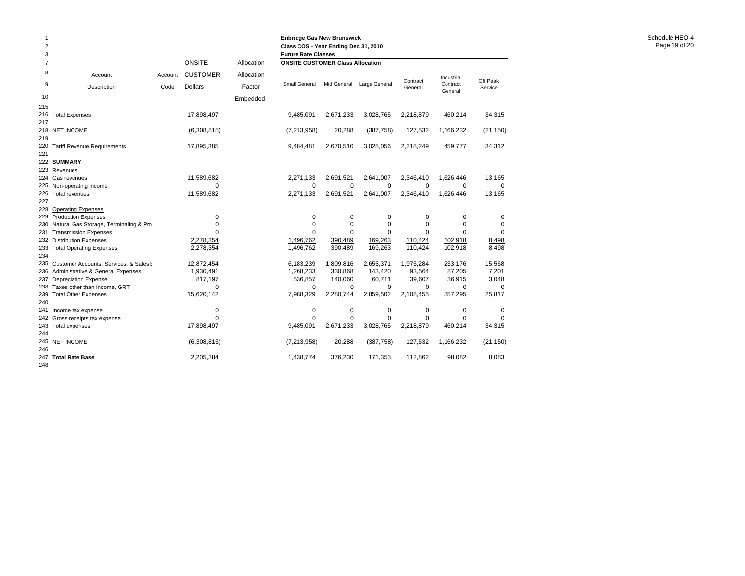**Enbridge Gas New Brunswick**
**Class COS - Year Ending Dec 31, 2010**
**Future Rate Classes**

| | Account Description | Account Code | ONSITE CUSTOMER Dollars | Allocation Allocation Factor Embedded | Small General | Mid General | Large General | Contract General | Industrial Contract General | Off Peak Service |
|---|---|---|---|---|---|---|---|---|---|---|
| | | | | | **ONSITE CUSTOMER Class Allocation** | | | | | |
| 215 | | | | | | | | | | |
| 216 | Total Expenses | | 17,898,497 | | 9,485,091 | 2,671,233 | 3,028,765 | 2,218,879 | 460,214 | 34,315 |
| 217 | | | | | | | | | | |
| 218 | NET INCOME | | (6,308,815) | | (7,213,958) | 20,288 | (387,758) | 127,532 | 1,166,232 | (21,150) |
| 219 | | | | | | | | | | |
| 220 | Tariff Revenue Requirements | | 17,895,385 | | 9,484,481 | 2,670,510 | 3,028,056 | 2,218,249 | 459,777 | 34,312 |
| 221 | | | | | | | | | | |
| 222 | **SUMMARY** | | | | | | | | | |
| 223 | Revenues | | | | | | | | | |
| 224 | Gas revenues | | 11,589,682 | | 2,271,133 | 2,691,521 | 2,641,007 | 2,346,410 | 1,626,446 | 13,165 |
| 225 | Non-operating income | | 0 | | 0 | 0 | 0 | 0 | 0 | 0 |
| 226 | Total revenues | | 11,589,682 | | 2,271,133 | 2,691,521 | 2,641,007 | 2,346,410 | 1,626,446 | 13,165 |
| 227 | | | | | | | | | | |
| 228 | Operating Expenses | | | | | | | | | |
| 229 | Production Expenses | | 0 | | 0 | 0 | 0 | 0 | 0 | 0 |
| 230 | Natural Gas Storage, Terminaling & Pro | | 0 | | 0 | 0 | 0 | 0 | 0 | 0 |
| 231 | Transmission Expenses | | 0 | | 0 | 0 | 0 | 0 | 0 | 0 |
| 232 | Distribution Expenses | | 2,278,354 | | 1,496,762 | 390,489 | 169,263 | 110,424 | 102,918 | 8,498 |
| 233 | Total Operating Expenses | | 2,278,354 | | 1,496,762 | 390,489 | 169,263 | 110,424 | 102,918 | 8,498 |
| 234 | | | | | | | | | | |
| 235 | Customer Accounts, Services, & Sales E | | 12,872,454 | | 6,183,239 | 1,809,816 | 2,655,371 | 1,975,284 | 233,176 | 15,568 |
| 236 | Administrative & General Expenses | | 1,930,491 | | 1,268,233 | 330,868 | 143,420 | 93,564 | 87,205 | 7,201 |
| 237 | Depreciation Expense | | 817,197 | | 536,857 | 140,060 | 60,711 | 39,607 | 36,915 | 3,048 |
| 238 | Taxes other than Income, GRT | | 0 | | 0 | 0 | 0 | 0 | 0 | 0 |
| 239 | Total Other Expenses | | 15,620,142 | | 7,988,329 | 2,280,744 | 2,859,502 | 2,108,455 | 357,295 | 25,817 |
| 240 | | | | | | | | | | |
| 241 | Income tax expense | | 0 | | 0 | 0 | 0 | 0 | 0 | 0 |
| 242 | Gross receipts tax expense | | 0 | | 0 | 0 | 0 | 0 | 0 | 0 |
| 243 | Total expenses | | 17,898,497 | | 9,485,091 | 2,671,233 | 3,028,765 | 2,218,879 | 460,214 | 34,315 |
| 244 | | | | | | | | | | |
| 245 | NET INCOME | | (6,308,815) | | (7,213,958) | 20,288 | (387,758) | 127,532 | 1,166,232 | (21,150) |
| 246 | | | | | | | | | | |
| 247 | **Total Rate Base** | | 2,205,384 | | 1,438,774 | 376,230 | 171,353 | 112,862 | 98,082 | 8,083 |
| 248 | | | | | | | | | | |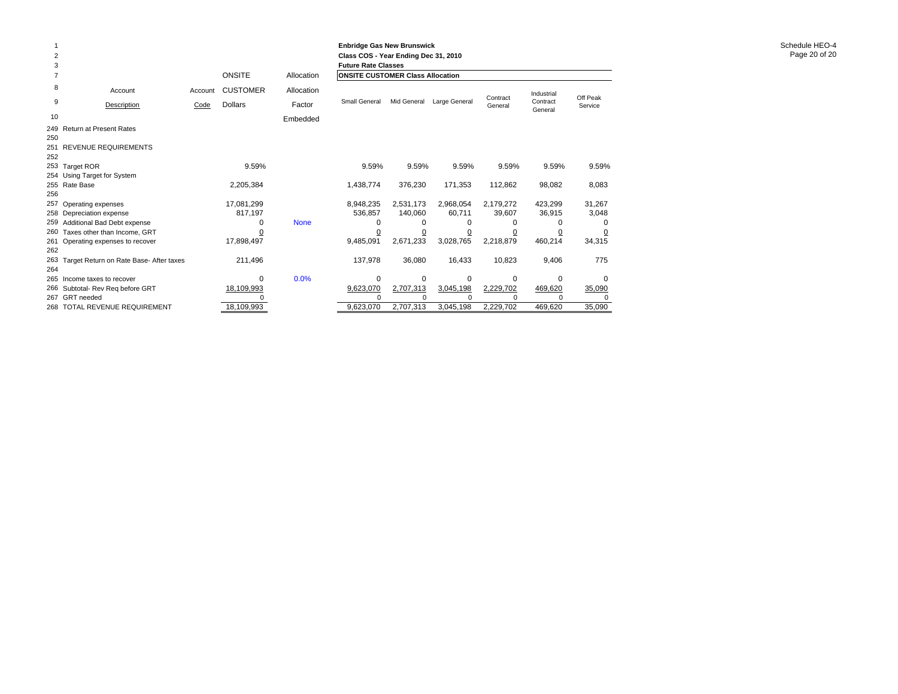Schedule HEO-4

**Enbridge Gas New Brunswick**
**Class COS - Year Ending Dec 31, 2010**
**Future Rate Classes**

| Line | Account Description | Account Code | ONSITE CUSTOMER Dollars | Allocation Factor Embedded | Small General | Mid General | Large General | Contract General | Industrial Contract General | Off Peak Service |
|---|---|---|---|---|---|---|---|---|---|---|
| | | | | | **ONSITE CUSTOMER Class Allocation** | | | | | |
| 249 | Return at Present Rates | | | | | | | | | |
| 250 | | | | | | | | | | |
| 251 | REVENUE REQUIREMENTS | | | | | | | | | |
| 252 | | | | | | | | | | |
| 253 | Target ROR | | 9.59% | | 9.59% | 9.59% | 9.59% | 9.59% | 9.59% | 9.59% |
| 254 | Using Target for System | | | | | | | | | |
| 255 | Rate Base | | 2,205,384 | | 1,438,774 | 376,230 | 171,353 | 112,862 | 98,082 | 8,083 |
| 256 | | | | | | | | | | |
| 257 | Operating expenses | | 17,081,299 | | 8,948,235 | 2,531,173 | 2,968,054 | 2,179,272 | 423,299 | 31,267 |
| 258 | Depreciation expense | | 817,197 | | 536,857 | 140,060 | 60,711 | 39,607 | 36,915 | 3,048 |
| 259 | Additional Bad Debt expense | | 0 | None | 0 | 0 | 0 | 0 | 0 | 0 |
| 260 | Taxes other than Income, GRT | | 0 | | 0 | 0 | 0 | 0 | 0 | 0 |
| 261 | Operating expenses to recover | | 17,898,497 | | 9,485,091 | 2,671,233 | 3,028,765 | 2,218,879 | 460,214 | 34,315 |
| 262 | | | | | | | | | | |
| 263 | Target Return on Rate Base- After taxes | | 211,496 | | 137,978 | 36,080 | 16,433 | 10,823 | 9,406 | 775 |
| 264 | | | | | | | | | | |
| 265 | Income taxes to recover | | 0 | 0.0% | 0 | 0 | 0 | 0 | 0 | 0 |
| 266 | Subtotal- Rev Req before GRT | | 18,109,993 | | 9,623,070 | 2,707,313 | 3,045,198 | 2,229,702 | 469,620 | 35,090 |
| 267 | GRT needed | | 0 | | 0 | 0 | 0 | 0 | 0 | 0 |
| 268 | TOTAL REVENUE REQUIREMENT | | 18,109,993 | | 9,623,070 | 2,707,313 | 3,045,198 | 2,229,702 | 469,620 | 35,090 |